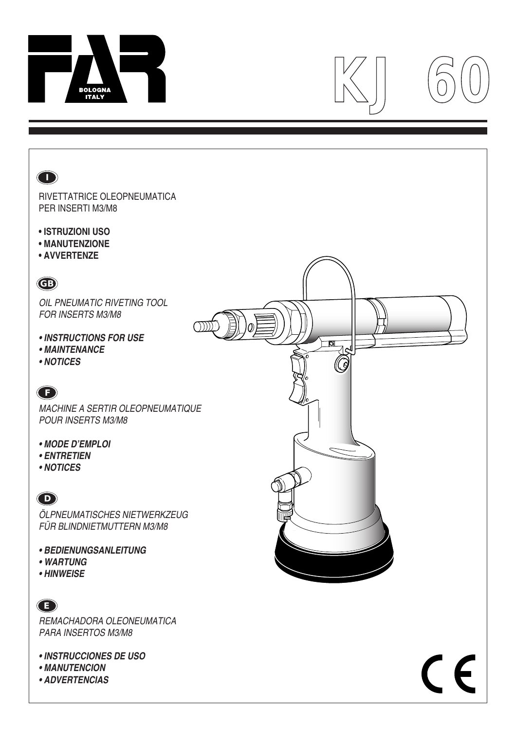# FAR BOLOGNA ITALY

# KJ 60

**I**

RIVETTATRICE OLEOPNEUMATICA
PER INSERTI M3/M8

- **ISTRUZIONI USO**
- **MANUTENZIONE**
- **AVVERTENZE**

**GB**

*OIL PNEUMATIC RIVETING TOOL*
*FOR INSERTS M3/M8*

- ***INSTRUCTIONS FOR USE***
- ***MAINTENANCE***
- ***NOTICES***

**F**

*MACHINE A SERTIR OLEOPNEUMATIQUE*
*POUR INSERTS M3/M8*

- ***MODE D'EMPLOI***
- ***ENTRETIEN***
- ***NOTICES***

**D**

*ÖLPNEUMATISCHES NIETWERKZEUG*
*FÜR BLINDNIETMUTTERN M3/M8*

- ***BEDIENUNGSANLEITUNG***
- ***WARTUNG***
- ***HINWEISE***

**E**

*REMACHADORA OLEONEUMATICA*
*PARA INSERTOS M3/M8*

- ***INSTRUCCIONES DE USO***
- ***MANUTENCION***
- ***ADVERTENCIAS***

CE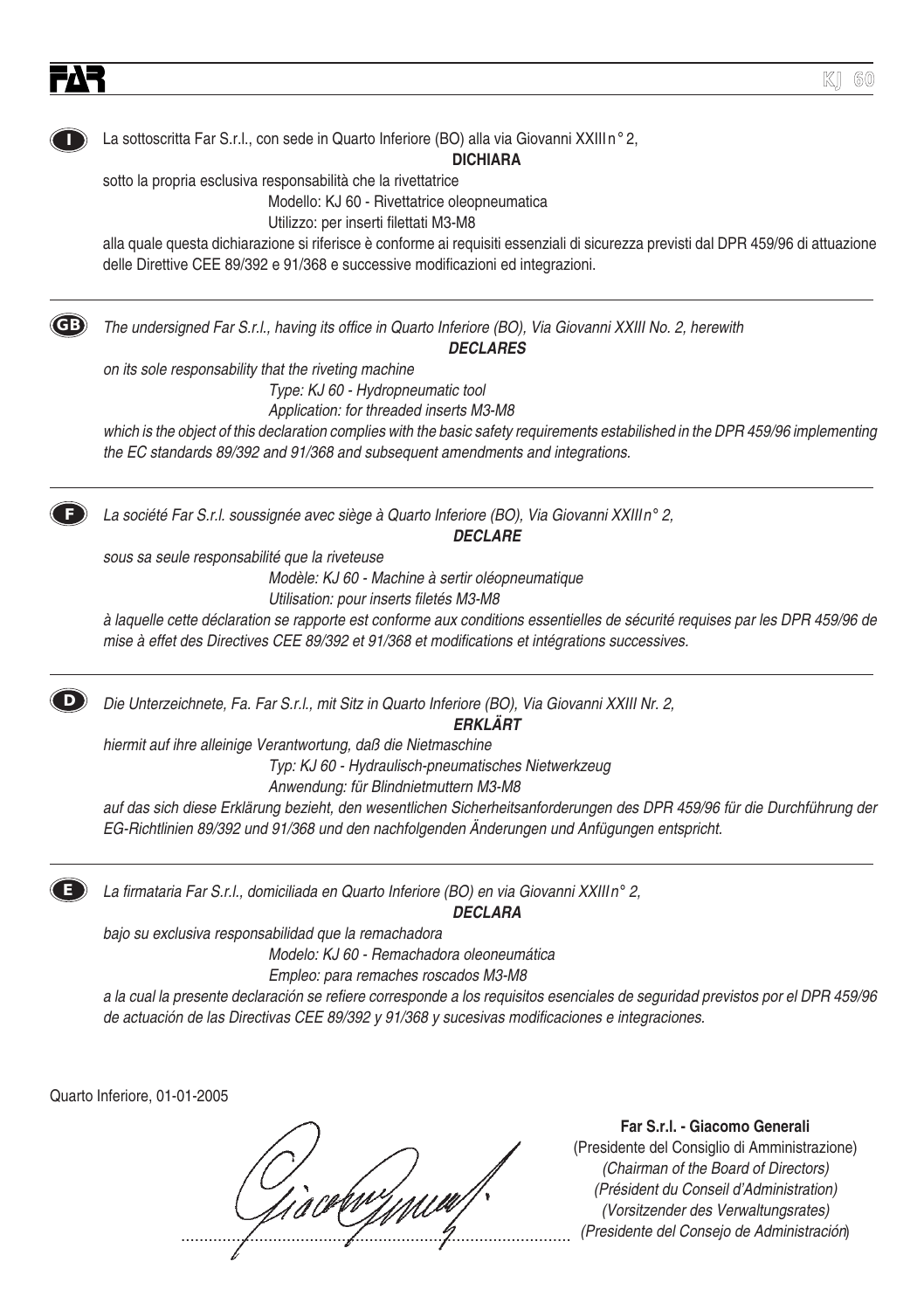**I**

La sottoscritta Far S.r.l., con sede in Quarto Inferiore (BO) alla via Giovanni XXIIIn° 2,

**DICHIARA**

sotto la propria esclusiva responsabilità che la rivettatrice

Modello: KJ 60 - Rivettatrice oleopneumatica

Utilizzo: per inserti filettati M3-M8

alla quale questa dichiarazione si riferisce è conforme ai requisiti essenziali di sicurezza previsti dal DPR 459/96 di attuazione delle Direttive CEE 89/392 e 91/368 e successive modificazioni ed integrazioni.

---

**GB**

*The undersigned Far S.r.l., having its office in Quarto Inferiore (BO), Via Giovanni XXIII No. 2, herewith*

***DECLARES***

*on its sole responsability that the riveting machine*

*Type: KJ 60 - Hydropneumatic tool*

*Application: for threaded inserts M3-M8*

*which is the object of this declaration complies with the basic safety requirements estabilished in the DPR 459/96 implementing the EC standards 89/392 and 91/368 and subsequent amendments and integrations.*

---

**F**

*La société Far S.r.l. soussignée avec siège à Quarto Inferiore (BO), Via Giovanni XXIIIn° 2,*

***DECLARE***

*sous sa seule responsabilité que la riveteuse*

*Modèle: KJ 60 - Machine à sertir oléopneumatique*

*Utilisation: pour inserts filetés M3-M8*

*à laquelle cette déclaration se rapporte est conforme aux conditions essentielles de sécurité requises par les DPR 459/96 de mise à effet des Directives CEE 89/392 et 91/368 et modifications et intégrations successives.*

---

**D**

*Die Unterzeichnete, Fa. Far S.r.l., mit Sitz in Quarto Inferiore (BO), Via Giovanni XXIII Nr. 2,*

***ERKLÄRT***

*hiermit auf ihre alleinige Verantwortung, daß die Nietmaschine*

*Typ: KJ 60 - Hydraulisch-pneumatisches Nietwerkzeug*

*Anwendung: für Blindnietmuttern M3-M8*

*auf das sich diese Erklärung bezieht, den wesentlichen Sicherheitsanforderungen des DPR 459/96 für die Durchführung der EG-Richtlinien 89/392 und 91/368 und den nachfolgenden Änderungen und Anfügungen entspricht.*

---

**E**

*La firmataria Far S.r.l., domiciliada en Quarto Inferiore (BO) en via Giovanni XXIIIn° 2,*

***DECLARA***

*bajo su exclusiva responsabilidad que la remachadora*

*Modelo: KJ 60 - Remachadora oleoneumática*

*Empleo: para remaches roscados M3-M8*

*a la cual la presente declaración se refiere corresponde a los requisitos esenciales de seguridad previstos por el DPR 459/96 de actuación de las Directivas CEE 89/392 y 91/368 y sucesivas modificaciones e integraciones.*

Quarto Inferiore, 01-01-2005

**Far S.r.l. - Giacomo Generali**

(Presidente del Consiglio di Amministrazione)

*(Chairman of the Board of Directors)*

*(Président du Conseil d'Administration)*

*(Vorsitzender des Verwaltungsrates)*

*(Presidente del Consejo de Administración)*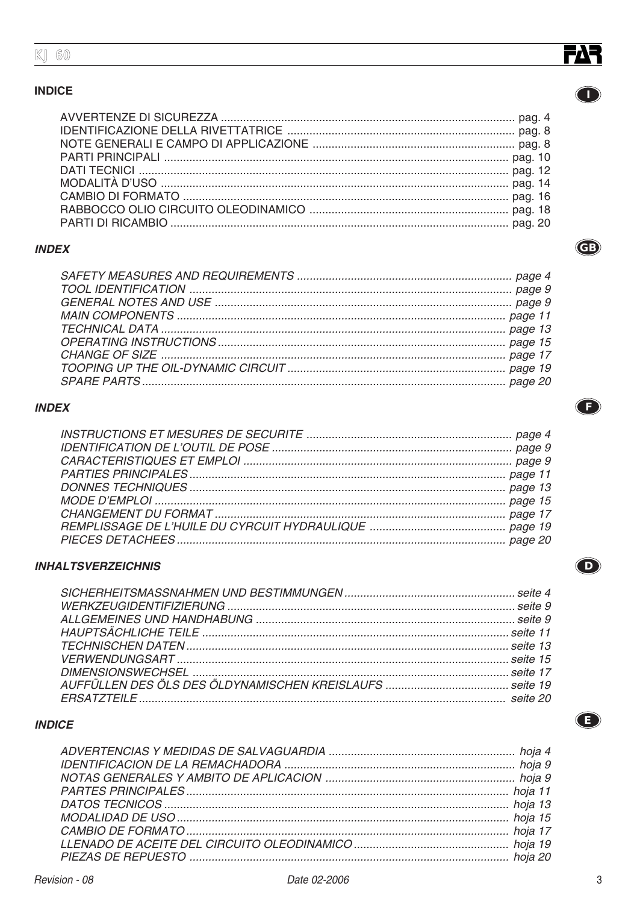## INDICE

| | |
|---|---|
| AVVERTENZE DI SICUREZZA | pag. 4 |
| IDENTIFICAZIONE DELLA RIVETTATRICE | pag. 8 |
| NOTE GENERALI E CAMPO DI APPLICAZIONE | pag. 8 |
| PARTI PRINCIPALI | pag. 10 |
| DATI TECNICI | pag. 12 |
| MODALITÀ D'USO | pag. 14 |
| CAMBIO DI FORMATO | pag. 16 |
| RABBOCCO OLIO CIRCUITO OLEODINAMICO | pag. 18 |
| PARTI DI RICAMBIO | pag. 20 |

## *INDEX*

| | |
|---|---|
| *SAFETY MEASURES AND REQUIREMENTS* | *page 4* |
| *TOOL IDENTIFICATION* | *page 9* |
| *GENERAL NOTES AND USE* | *page 9* |
| *MAIN COMPONENTS* | *page 11* |
| *TECHNICAL DATA* | *page 13* |
| *OPERATING INSTRUCTIONS* | *page 15* |
| *CHANGE OF SIZE* | *page 17* |
| *TOOPING UP THE OIL-DYNAMIC CIRCUIT* | *page 19* |
| *SPARE PARTS* | *page 20* |

## *INDEX*

| | |
|---|---|
| *INSTRUCTIONS ET MESURES DE SECURITE* | *page 4* |
| *IDENTIFICATION DE L'OUTIL DE POSE* | *page 9* |
| *CARACTERISTIQUES ET EMPLOI* | *page 9* |
| *PARTIES PRINCIPALES* | *page 11* |
| *DONNES TECHNIQUES* | *page 13* |
| *MODE D'EMPLOI* | *page 15* |
| *CHANGEMENT DU FORMAT* | *page 17* |
| *REMPLISSAGE DE L'HUILE DU CYRCUIT HYDRAULIQUE* | *page 19* |
| *PIECES DETACHEES* | *page 20* |

## *INHALTSVERZEICHNIS*

| | |
|---|---|
| *SICHERHEITSMASSNAHMEN UND BESTIMMUNGEN* | *seite 4* |
| *WERKZEUGIDENTIFIZIERUNG* | *seite 9* |
| *ALLGEMEINES UND HANDHABUNG* | *seite 9* |
| *HAUPTSÄCHLICHE TEILE* | *seite 11* |
| *TECHNISCHEN DATEN* | *seite 13* |
| *VERWENDUNGSART* | *seite 15* |
| *DIMENSIONSWECHSEL* | *seite 17* |
| *AUFFÜLLEN DES ÖLS DES ÖLDYNAMISCHEN KREISLAUFS* | *seite 19* |
| *ERSATZTEILE* | *seite 20* |

## *INDICE*

| | |
|---|---|
| *ADVERTENCIAS Y MEDIDAS DE SALVAGUARDIA* | *hoja 4* |
| *IDENTIFICACION DE LA REMACHADORA* | *hoja 9* |
| *NOTAS GENERALES Y AMBITO DE APLICACION* | *hoja 9* |
| *PARTES PRINCIPALES* | *hoja 11* |
| *DATOS TECNICOS* | *hoja 13* |
| *MODALIDAD DE USO* | *hoja 15* |
| *CAMBIO DE FORMATO* | *hoja 17* |
| *LLENADO DE ACEITE DEL CIRCUITO OLEODINAMICO* | *hoja 19* |
| *PIEZAS DE REPUESTO* | *hoja 20* |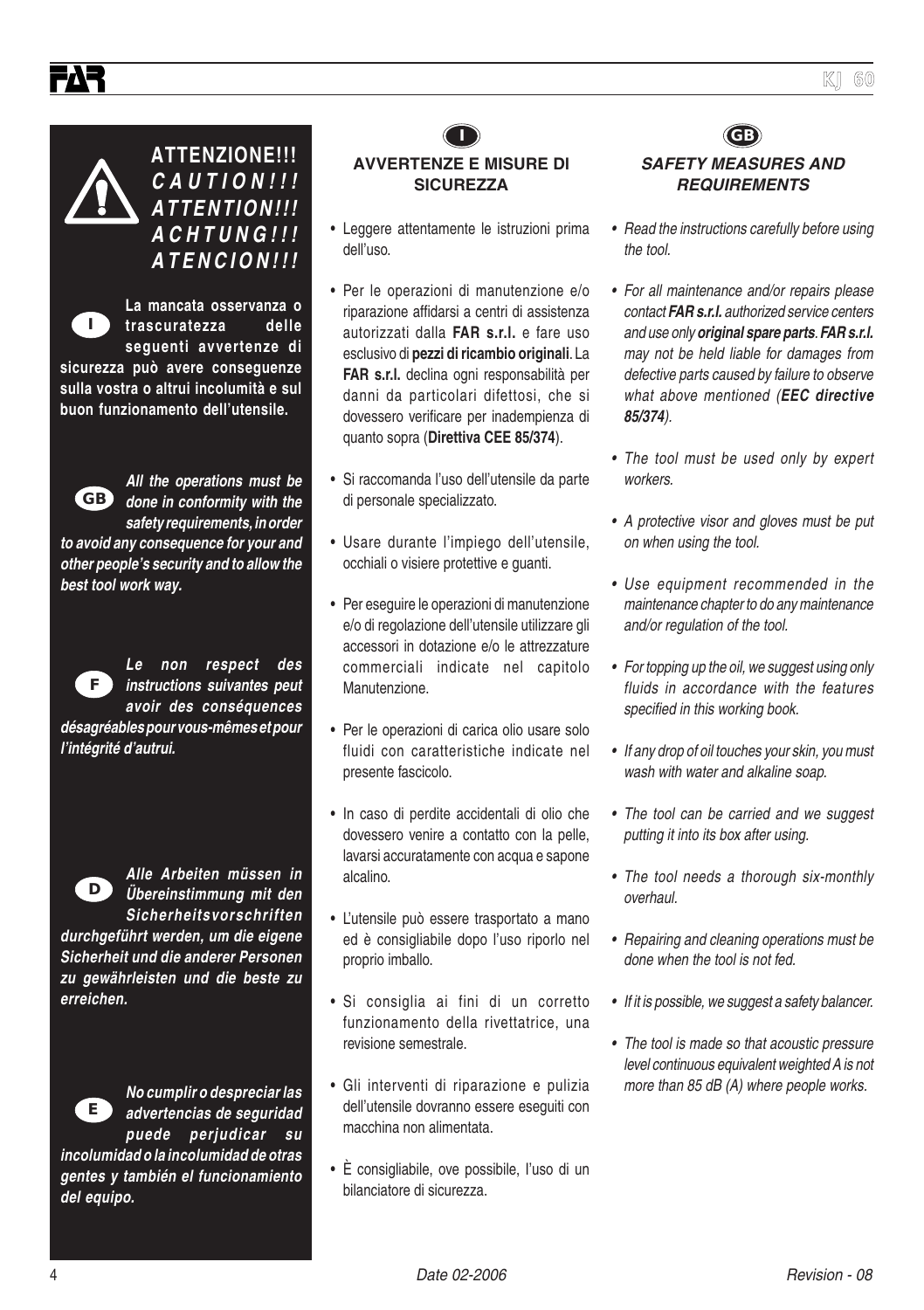**ATTENZIONE!!!**
***CAUTION!!!***
***ATTENTION!!!***
***ACHTUNG!!!***
***ATENCION!!!***

**I** **La mancata osservanza o trascuratezza delle seguenti avvertenze di sicurezza può avere conseguenze sulla vostra o altrui incolumità e sul buon funzionamento dell'utensile.**

**GB** ***All the operations must be done in conformity with the safety requirements, in order to avoid any consequence for your and other people's security and to allow the best tool work way.***

**F** ***Le non respect des instructions suivantes peut avoir des conséquences désagréables pour vous-mêmes et pour l'intégrité d'autrui.***

**D** ***Alle Arbeiten müssen in Übereinstimmung mit den Sicherheitsvorschriften durchgeführt werden, um die eigene Sicherheit und die anderer Personen zu gewährleisten und die beste zu erreichen.***

**E** ***No cumplir o despreciar las advertencias de seguridad puede perjudicar su incolumidad o la incolumidad de otras gentes y también el funcionamiento del equipo.***

## I

### AVVERTENZE E MISURE DI SICUREZZA

- Leggere attentamente le istruzioni prima dell'uso.
- Per le operazioni di manutenzione e/o riparazione affidarsi a centri di assistenza autorizzati dalla **FAR s.r.l.** e fare uso esclusivo di **pezzi di ricambio originali**. La **FAR s.r.l.** declina ogni responsabilità per danni da particolari difettosi, che si dovessero verificare per inadempienza di quanto sopra (**Direttiva CEE 85/374**).
- Si raccomanda l'uso dell'utensile da parte di personale specializzato.
- Usare durante l'impiego dell'utensile, occhiali o visiere protettive e guanti.
- Per eseguire le operazioni di manutenzione e/o di regolazione dell'utensile utilizzare gli accessori in dotazione e/o le attrezzature commerciali indicate nel capitolo Manutenzione.
- Per le operazioni di carica olio usare solo fluidi con caratteristiche indicate nel presente fascicolo.
- In caso di perdite accidentali di olio che dovessero venire a contatto con la pelle, lavarsi accuratamente con acqua e sapone alcalino.
- L'utensile può essere trasportato a mano ed è consigliabile dopo l'uso riporlo nel proprio imballo.
- Si consiglia ai fini di un corretto funzionamento della rivettatrice, una revisione semestrale.
- Gli interventi di riparazione e pulizia dell'utensile dovranno essere eseguiti con macchina non alimentata.
- È consigliabile, ove possibile, l'uso di un bilanciatore di sicurezza.

## GB

### *SAFETY MEASURES AND REQUIREMENTS*

- *Read the instructions carefully before using the tool.*
- *For all maintenance and/or repairs please contact **FAR s.r.l.** authorized service centers and use only **original spare parts**. **FAR s.r.l.** may not be held liable for damages from defective parts caused by failure to observe what above mentioned (**EEC directive 85/374**).*
- *The tool must be used only by expert workers.*
- *A protective visor and gloves must be put on when using the tool.*
- *Use equipment recommended in the maintenance chapter to do any maintenance and/or regulation of the tool.*
- *For topping up the oil, we suggest using only fluids in accordance with the features specified in this working book.*
- *If any drop of oil touches your skin, you must wash with water and alkaline soap.*
- *The tool can be carried and we suggest putting it into its box after using.*
- *The tool needs a thorough six-monthly overhaul.*
- *Repairing and cleaning operations must be done when the tool is not fed.*
- *If it is possible, we suggest a safety balancer.*
- *The tool is made so that acoustic pressure level continuous equivalent weighted A is not more than 85 dB (A) where people works.*

*Date 02-2006* Revision - 08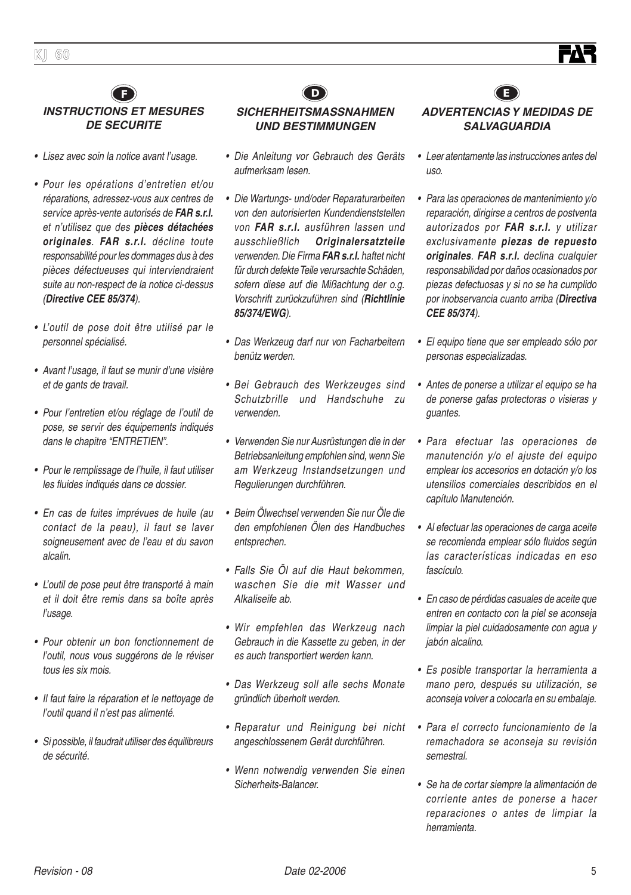**F**

## INSTRUCTIONS ET MESURES DE SECURITE

- *Lisez avec soin la notice avant l'usage.*
- *Pour les opérations d'entretien et/ou réparations, adressez-vous aux centres de service après-vente autorisés de **FAR s.r.l.** et n'utilisez que des **pièces détachées originales**. **FAR s.r.l.** décline toute responsabilité pour les dommages dus à des pièces défectueuses qui interviendraient suite au non-respect de la notice ci-dessus (**Directive CEE 85/374**).*
- *L'outil de pose doit être utilisé par le personnel spécialisé.*
- *Avant l'usage, il faut se munir d'une visière et de gants de travail.*
- *Pour l'entretien et/ou réglage de l'outil de pose, se servir des équipements indiqués dans le chapitre "ENTRETIEN".*
- *Pour le remplissage de l'huile, il faut utiliser les fluides indiqués dans ce dossier.*
- *En cas de fuites imprévues de huile (au contact de la peau), il faut se laver soigneusement avec de l'eau et du savon alcalin.*
- *L'outil de pose peut être transporté à main et il doit être remis dans sa boîte après l'usage.*
- *Pour obtenir un bon fonctionnement de l'outil, nous vous suggérons de le réviser tous les six mois.*
- *Il faut faire la réparation et le nettoyage de l'outil quand il n'est pas alimenté.*
- *Si possible, il faudrait utiliser des équilibreurs de sécurité.*

**D**

## SICHERHEITSMASSNAHMEN UND BESTIMMUNGEN

- *Die Anleitung vor Gebrauch des Geräts aufmerksam lesen.*
- *Die Wartungs- und/oder Reparaturarbeiten von den autorisierten Kundendienststellen von **FAR s.r.l.** ausführen lassen und ausschließlich **Originalersatzteile** verwenden. Die Firma **FAR s.r.l.** haftet nicht für durch defekte Teile verursachte Schäden, sofern diese auf die Mißachtung der o.g. Vorschrift zurückzuführen sind (**Richtlinie 85/374/EWG**).*
- *Das Werkzeug darf nur von Facharbeitern benütz werden.*
- *Bei Gebrauch des Werkzeuges sind Schutzbrille und Handschuhe zu verwenden.*
- *Verwenden Sie nur Ausrüstungen die in der Betriebsanleitung empfohlen sind, wenn Sie am Werkzeug Instandsetzungen und Regulierungen durchführen.*
- *Beim Ölwechsel verwenden Sie nur Öle die den empfohlenen Ölen des Handbuches entsprechen.*
- *Falls Sie Öl auf die Haut bekommen, waschen Sie die mit Wasser und Alkaliseife ab.*
- *Wir empfehlen das Werkzeug nach Gebrauch in die Kassette zu geben, in der es auch transportiert werden kann.*
- *Das Werkzeug soll alle sechs Monate gründlich überholt werden.*
- *Reparatur und Reinigung bei nicht angeschlossenem Gerät durchführen.*
- *Wenn notwendig verwenden Sie einen Sicherheits-Balancer.*

**E**

## ADVERTENCIAS Y MEDIDAS DE SALVAGUARDIA

- *Leer atentamente las instrucciones antes del uso.*
- *Para las operaciones de mantenimiento y/o reparación, dirigirse a centros de postventa autorizados por **FAR s.r.l.** y utilizar exclusivamente **piezas de repuesto originales**. **FAR s.r.l.** declina cualquier responsabilidad por daños ocasionados por piezas defectuosas y si no se ha cumplido por inobservancia cuanto arriba (**Directiva CEE 85/374**).*
- *El equipo tiene que ser empleado sólo por personas especializadas.*
- *Antes de ponerse a utilizar el equipo se ha de ponerse gafas protectoras o visieras y guantes.*
- *Para efectuar las operaciones de manutención y/o el ajuste del equipo emplear los accesorios en dotación y/o los utensilios comerciales describidos en el capítulo Manutención.*
- *Al efectuar las operaciones de carga aceite se recomienda emplear sólo fluidos según las características indicadas en eso fascículo.*
- *En caso de pérdidas casuales de aceite que entren en contacto con la piel se aconseja limpiar la piel cuidadosamente con agua y jabón alcalino.*
- *Es posible transportar la herramienta a mano pero, después su utilización, se aconseja volver a colocarla en su embalaje.*
- *Para el correcto funcionamiento de la remachadora se aconseja su revisión semestral.*
- *Se ha de cortar siempre la alimentación de corriente antes de ponerse a hacer reparaciones o antes de limpiar la herramienta.*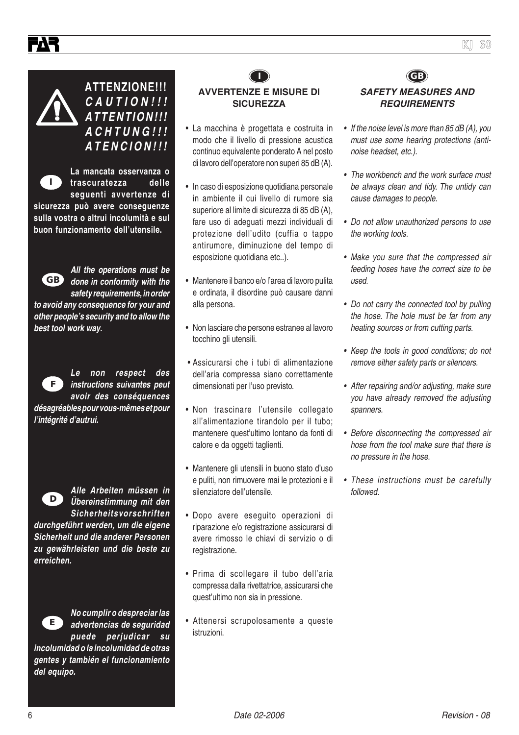**ATTENZIONE!!!**
***CAUTION!!!***
***ATTENTION!!!***
***ACHTUNG!!!***
***ATENCION!!!***

I **La mancata osservanza o trascuratezza delle seguenti avvertenze di sicurezza può avere conseguenze sulla vostra o altrui incolumità e sul buon funzionamento dell'utensile.**

GB ***All the operations must be done in conformity with the safety requirements, in order to avoid any consequence for your and other people's security and to allow the best tool work way.***

F ***Le non respect des instructions suivantes peut avoir des conséquences désagréables pour vous-mêmes et pour l'intégrité d'autrui.***

D ***Alle Arbeiten müssen in Übereinstimmung mit den Sicherheitsvorschriften durchgeführt werden, um die eigene Sicherheit und die anderer Personen zu gewährleisten und die beste zu erreichen.***

E ***No cumplir o despreciar las advertencias de seguridad puede perjudicar su incolumidad o la incolumidad de otras gentes y también el funcionamiento del equipo.***

I

## AVVERTENZE E MISURE DI SICUREZZA

- La macchina è progettata e costruita in modo che il livello di pressione acustica continuo equivalente ponderato A nel posto di lavoro dell'operatore non superi 85 dB (A).
- In caso di esposizione quotidiana personale in ambiente il cui livello di rumore sia superiore al limite di sicurezza di 85 dB (A), fare uso di adeguati mezzi individuali di protezione dell'udito (cuffia o tappo antirumore, diminuzione del tempo di esposizione quotidiana etc..).
- Mantenere il banco e/o l'area di lavoro pulita e ordinata, il disordine può causare danni alla persona.
- Non lasciare che persone estranee al lavoro tocchino gli utensili.
- Assicurarsi che i tubi di alimentazione dell'aria compressa siano correttamente dimensionati per l'uso previsto.
- Non trascinare l'utensile collegato all'alimentazione tirandolo per il tubo; mantenere quest'ultimo lontano da fonti di calore e da oggetti taglienti.
- Mantenere gli utensili in buono stato d'uso e puliti, non rimuovere mai le protezioni e il silenziatore dell'utensile.
- Dopo avere eseguito operazioni di riparazione e/o registrazione assicurarsi di avere rimosso le chiavi di servizio o di registrazione.
- Prima di scollegare il tubo dell'aria compressa dalla rivettatrice, assicurarsi che quest'ultimo non sia in pressione.
- Attenersi scrupolosamente a queste istruzioni.

GB

## *SAFETY MEASURES AND REQUIREMENTS*

- *If the noise level is more than 85 dB (A), you must use some hearing protections (anti-noise headset, etc.).*
- *The workbench and the work surface must be always clean and tidy. The untidy can cause damages to people.*
- *Do not allow unauthorized persons to use the working tools.*
- *Make you sure that the compressed air feeding hoses have the correct size to be used.*
- *Do not carry the connected tool by pulling the hose. The hole must be far from any heating sources or from cutting parts.*
- *Keep the tools in good conditions; do not remove either safety parts or silencers.*
- *After repairing and/or adjusting, make sure you have already removed the adjusting spanners.*
- *Before disconnecting the compressed air hose from the tool make sure that there is no pressure in the hose.*
- *These instructions must be carefully followed.*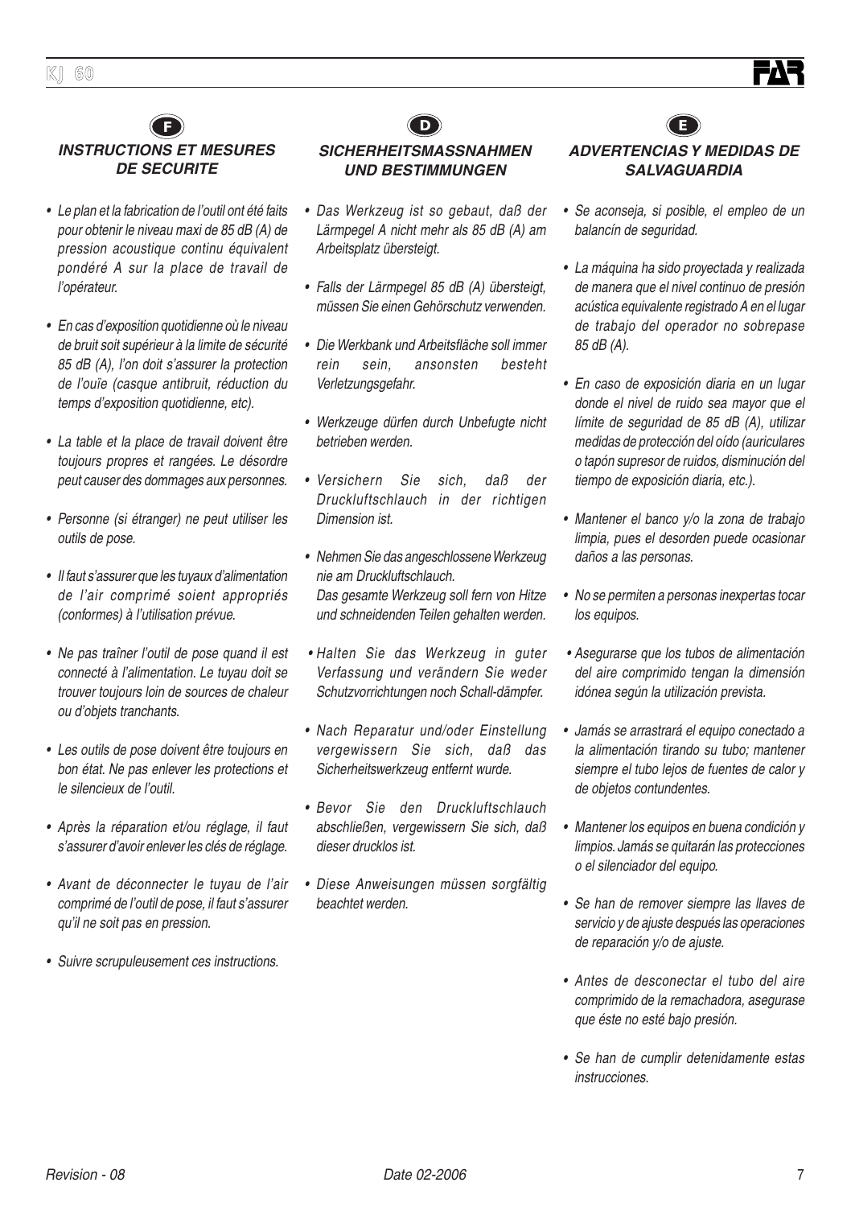F

### *INSTRUCTIONS ET MESURES DE SECURITE*

- *Le plan et la fabrication de l'outil ont été faits pour obtenir le niveau maxi de 85 dB (A) de pression acoustique continu équivalent pondéré A sur la place de travail de l'opérateur.*
- *En cas d'exposition quotidienne où le niveau de bruit soit supérieur à la limite de sécurité 85 dB (A), l'on doit s'assurer la protection de l'ouïe (casque antibruit, réduction du temps d'exposition quotidienne, etc).*
- *La table et la place de travail doivent être toujours propres et rangées. Le désordre peut causer des dommages aux personnes.*
- *Personne (si étranger) ne peut utiliser les outils de pose.*
- *Il faut s'assurer que les tuyaux d'alimentation de l'air comprimé soient appropriés (conformes) à l'utilisation prévue.*
- *Ne pas traîner l'outil de pose quand il est connecté à l'alimentation. Le tuyau doit se trouver toujours loin de sources de chaleur ou d'objets tranchants.*
- *Les outils de pose doivent être toujours en bon état. Ne pas enlever les protections et le silencieux de l'outil.*
- *Après la réparation et/ou réglage, il faut s'assurer d'avoir enlever les clés de réglage.*
- *Avant de déconnecter le tuyau de l'air comprimé de l'outil de pose, il faut s'assurer qu'il ne soit pas en pression.*
- *Suivre scrupuleusement ces instructions.*

D

### *SICHERHEITSMASSNAHMEN UND BESTIMMUNGEN*

- *Das Werkzeug ist so gebaut, daß der Lärmpegel A nicht mehr als 85 dB (A) am Arbeitsplatz übersteigt.*
- *Falls der Lärmpegel 85 dB (A) übersteigt, müssen Sie einen Gehörschutz verwenden.*
- *Die Werkbank und Arbeitsfläche soll immer rein sein, ansonsten besteht Verletzungsgefahr.*
- *Werkzeuge dürfen durch Unbefugte nicht betrieben werden.*
- *Versichern Sie sich, daß der Druckluftschlauch in der richtigen Dimension ist.*
- *Nehmen Sie das angeschlossene Werkzeug nie am Druckluftschlauch.*
  *Das gesamte Werkzeug soll fern von Hitze und schneidenden Teilen gehalten werden.*
- *Halten Sie das Werkzeug in guter Verfassung und verändern Sie weder Schutzvorrichtungen noch Schall-dämpfer.*
- *Nach Reparatur und/oder Einstellung vergewissern Sie sich, daß das Sicherheitswerkzeug entfernt wurde.*
- *Bevor Sie den Druckluftschlauch abschließen, vergewissern Sie sich, daß dieser drucklos ist.*
- *Diese Anweisungen müssen sorgfältig beachtet werden.*

E

### *ADVERTENCIAS Y MEDIDAS DE SALVAGUARDIA*

- *Se aconseja, si posible, el empleo de un balancín de seguridad.*
- *La máquina ha sido proyectada y realizada de manera que el nivel continuo de presión acústica equivalente registrado A en el lugar de trabajo del operador no sobrepase 85 dB (A).*
- *En caso de exposición diaria en un lugar donde el nivel de ruido sea mayor que el límite de seguridad de 85 dB (A), utilizar medidas de protección del oído (auriculares o tapón supresor de ruidos, disminución del tiempo de exposición diaria, etc.).*
- *Mantener el banco y/o la zona de trabajo limpia, pues el desorden puede ocasionar daños a las personas.*
- *No se permiten a personas inexpertas tocar los equipos.*
- *Asegurarse que los tubos de alimentación del aire comprimido tengan la dimensión idónea según la utilización prevista.*
- *Jamás se arrastrará el equipo conectado a la alimentación tirando su tubo; mantener siempre el tubo lejos de fuentes de calor y de objetos contundentes.*
- *Mantener los equipos en buena condición y limpios. Jamás se quitarán las protecciones o el silenciador del equipo.*
- *Se han de remover siempre las llaves de servicio y de ajuste después las operaciones de reparación y/o de ajuste.*
- *Antes de desconectar el tubo del aire comprimido de la remachadora, asegurase que éste no esté bajo presión.*
- *Se han de cumplir detenidamente estas instrucciones.*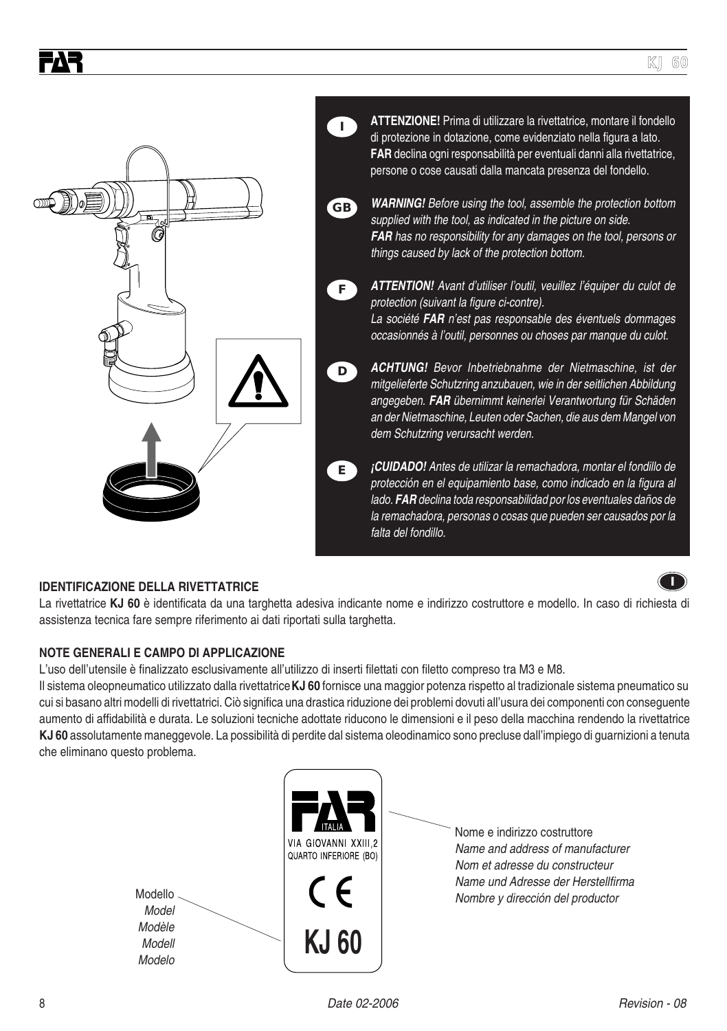**I** **ATTENZIONE!** Prima di utilizzare la rivettatrice, montare il fondello di protezione in dotazione, come evidenziato nella figura a lato. **FAR** declina ogni responsabilità per eventuali danni alla rivettatrice, persone o cose causati dalla mancata presenza del fondello.

**GB** ***WARNING!*** *Before using the tool, assemble the protection bottom supplied with the tool, as indicated in the picture on side.* ***FAR*** *has no responsibility for any damages on the tool, persons or things caused by lack of the protection bottom.*

**F** ***ATTENTION!*** *Avant d'utiliser l'outil, veuillez l'équiper du culot de protection (suivant la figure ci-contre). La société* ***FAR*** *n'est pas responsable des éventuels dommages occasionnés à l'outil, personnes ou choses par manque du culot.*

**D** ***ACHTUNG!*** *Bevor Inbetriebnahme der Nietmaschine, ist der mitgelieferte Schutzring anzubauen, wie in der seitlichen Abbildung angegeben.* ***FAR*** *übernimmt keinerlei Verantwortung für Schäden an der Nietmaschine, Leuten oder Sachen, die aus dem Mangel von dem Schutzring verursacht werden.*

**E** ***¡CUIDADO!*** *Antes de utilizar la remachadora, montar el fondillo de protección en el equipamiento base, como indicado en la figura al lado.* ***FAR*** *declina toda responsabilidad por los eventuales daños de la remachadora, personas o cosas que pueden ser causados por la falta del fondillo.*

### IDENTIFICAZIONE DELLA RIVETTATRICE

La rivettatrice **KJ 60** è identificata da una targhetta adesiva indicante nome e indirizzo costruttore e modello. In caso di richiesta di assistenza tecnica fare sempre riferimento ai dati riportati sulla targhetta.

### NOTE GENERALI E CAMPO DI APPLICAZIONE

L'uso dell'utensile è finalizzato esclusivamente all'utilizzo di inserti filettati con filetto compreso tra M3 e M8.

Il sistema oleopneumatico utilizzato dalla rivettatrice **KJ 60** fornisce una maggior potenza rispetto al tradizionale sistema pneumatico su cui si basano altri modelli di rivettatrici. Ciò significa una drastica riduzione dei problemi dovuti all'usura dei componenti con conseguente aumento di affidabilità e durata. Le soluzioni tecniche adottate riducono le dimensioni e il peso della macchina rendendo la rivettatrice **KJ 60** assolutamente maneggevole. La possibilità di perdite dal sistema oleodinamico sono precluse dall'impiego di guarnizioni a tenuta che eliminano questo problema.

FAR ITALIA
VIA GIOVANNI XXIII,2
QUARTO INFERIORE (BO)
CE
KJ 60

Nome e indirizzo costruttore
*Name and address of manufacturer*
*Nom et adresse du constructeur*
*Name und Adresse der Herstellfirma*
*Nombre y dirección del productor*

Modello
*Model*
*Modèle*
*Modell*
*Modelo*

Date 02-2006 Revision - 08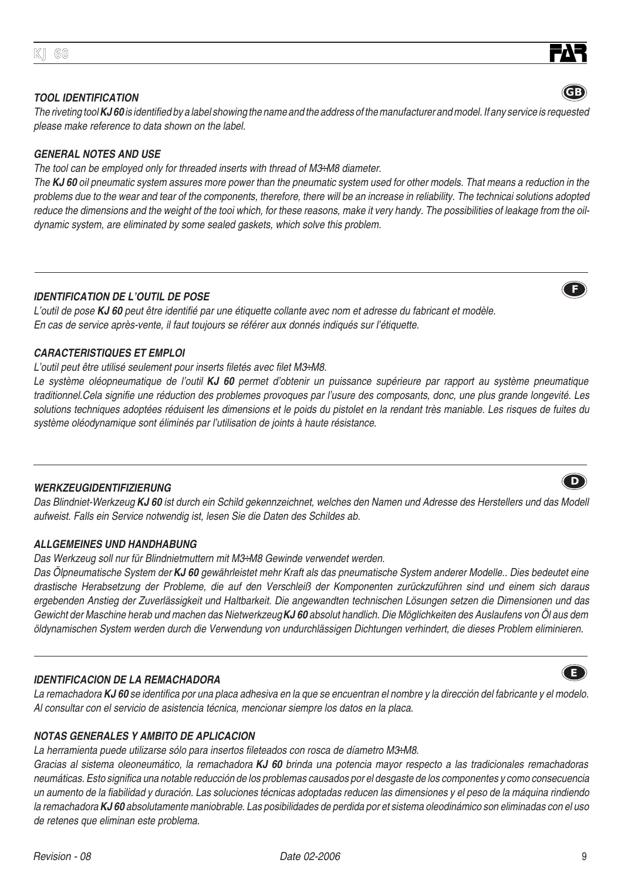#### GB

### TOOL IDENTIFICATION

*The riveting tool **KJ 60** is identified by a label showing the name and the address of the manufacturer and model. If any service is requested please make reference to data shown on the label.*

### GENERAL NOTES AND USE

*The tool can be employed only for threaded inserts with thread of M3÷M8 diameter.*

*The **KJ 60** oil pneumatic system assures more power than the pneumatic system used for other models. That means a reduction in the problems due to the wear and tear of the components, therefore, there will be an increase in reliability. The technicai solutions adopted reduce the dimensions and the weight of the tooi which, for these reasons, make it very handy. The possibilities of leakage from the oil-dynamic system, are eliminated by some sealed gaskets, which solve this problem.*

---

#### F

### IDENTIFICATION DE L'OUTIL DE POSE

*L'outil de pose **KJ 60** peut être identifié par une étiquette collante avec nom et adresse du fabricant et modèle. En cas de service après-vente, il faut toujours se référer aux donnés indiqués sur l'étiquette.*

### CARACTERISTIQUES ET EMPLOI

*L'outil peut être utilisé seulement pour inserts filetés avec filet M3÷M8.*

*Le système oléopneumatique de l'outil **KJ 60** permet d'obtenir un puissance supérieure par rapport au système pneumatique traditionnel.Cela signifie une réduction des problemes provoques par l'usure des composants, donc, une plus grande longevité. Les solutions techniques adoptées réduisent les dimensions et le poids du pistolet en la rendant très maniable. Les risques de fuites du système oléodynamique sont éliminés par l'utilisation de joints à haute résistance.*

---

#### D

### WERKZEUGIDENTIFIZIERUNG

*Das Blindniet-Werkzeug **KJ 60** ist durch ein Schild gekennzeichnet, welches den Namen und Adresse des Herstellers und das Modell aufweist. Falls ein Service notwendig ist, lesen Sie die Daten des Schildes ab.*

### ALLGEMEINES UND HANDHABUNG

*Das Werkzeug soll nur für Blindnietmuttern mit M3÷M8 Gewinde verwendet werden.*

*Das Ölpneumatische System der **KJ 60** gewährleistet mehr Kraft als das pneumatische System anderer Modelle.. Dies bedeutet eine drastische Herabsetzung der Probleme, die auf den Verschleiß der Komponenten zurückzuführen sind und einem sich daraus ergebenden Anstieg der Zuverlässigkeit und Haltbarkeit. Die angewandten technischen Lösungen setzen die Dimensionen und das Gewicht der Maschine herab und machen das Nietwerkzeug **KJ 60** absolut handlich. Die Möglichkeiten des Auslaufens von Öl aus dem öldynamischen System werden durch die Verwendung von undurchlässigen Dichtungen verhindert, die dieses Problem eliminieren.*

---

#### E

### IDENTIFICACION DE LA REMACHADORA

*La remachadora **KJ 60** se identifica por una placa adhesiva en la que se encuentran el nombre y la dirección del fabricante y el modelo. Al consultar con el servicio de asistencia técnica, mencionar siempre los datos en la placa.*

### NOTAS GENERALES Y AMBITO DE APLICACION

*La herramienta puede utilizarse sólo para insertos fileteados con rosca de díametro M3÷M8.*

*Gracias al sistema oleoneumático, la remachadora **KJ 60** brinda una potencia mayor respecto a las tradicionales remachadoras neumáticas. Esto significa una notable reducción de los problemas causados por el desgaste de los componentes y como consecuencia un aumento de la fiabilidad y duración. Las soluciones técnicas adoptadas reducen las dimensiones y el peso de la máquina rindiendo la remachadora **KJ 60** absolutamente maniobrable. Las posibilidades de perdida por et sistema oleodinámico son eliminadas con el uso de retenes que eliminan este problema.*

*Revision - 08* *Date 02-2006*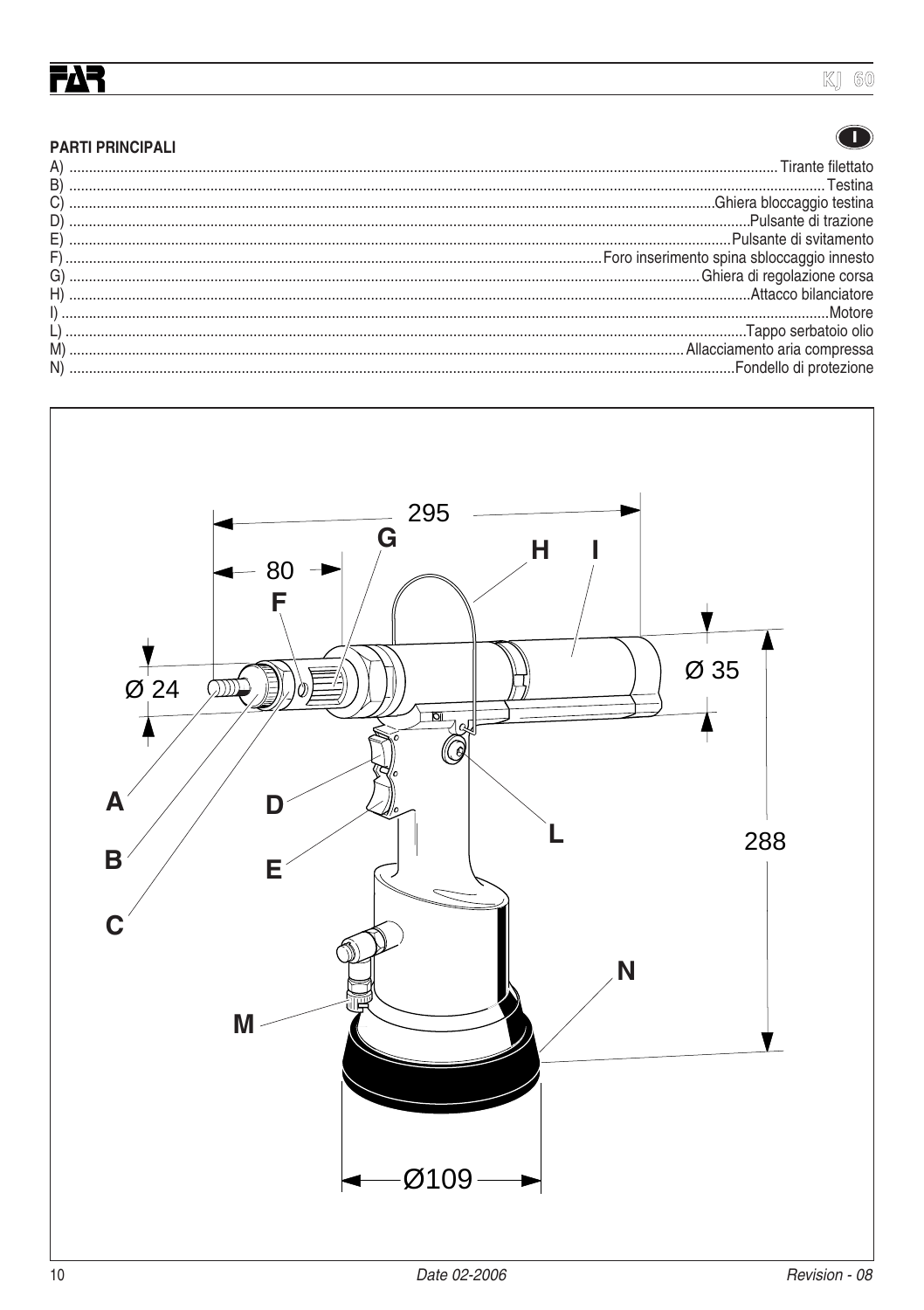## PARTI PRINCIPALI

A) .......... Tirante filettato
B) .......... Testina
C) .......... Ghiera bloccaggio testina
D) .......... Pulsante di trazione
E) .......... Pulsante di svitamento
F) .......... Foro inserimento spina sbloccaggio innesto
G) .......... Ghiera di regolazione corsa
H) .......... Attacco bilanciatore
I) .......... Motore
L) .......... Tappo serbatoio olio
M) .......... Allacciamento aria compressa
N) .......... Fondello di protezione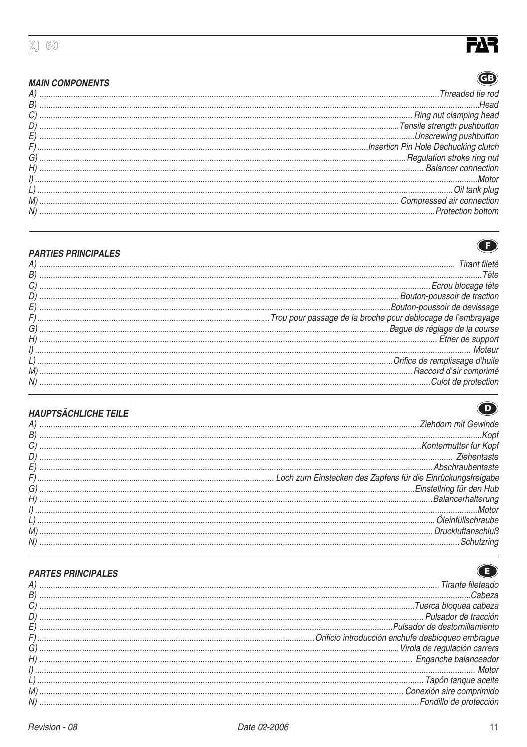## MAIN COMPONENTS

**GB**

A) ........ Threaded tie rod
B) ........ Head
C) ........ Ring nut clamping head
D) ........ Tensile strength pushbutton
E) ........ Unscrewing pushbutton
F) ........ Insertion Pin Hole Dechucking clutch
G) ........ Regulation stroke ring nut
H) ........ Balancer connection
I) ........ Motor
L) ........ Oil tank plug
M) ........ Compressed air connection
N) ........ Protection bottom

## PARTIES PRINCIPALES

**F**

A) ........ Tirant fileté
B) ........ Tête
C) ........ Ecrou blocage tête
D) ........ Bouton-poussoir de traction
E) ........ Bouton-poussoir de devissage
F) ........ Trou pour passage de la broche pour deblocage de l'embrayage
G) ........ Bague de réglage de la course
H) ........ Etrier de support
I) ........ Moteur
L) ........ Orifice de remplissage d'huile
M) ........ Raccord d'air comprimé
N) ........ Culot de protection

## HAUPTSÄCHLICHE TEILE

**D**

A) ........ Ziehdorn mit Gewinde
B) ........ Kopf
C) ........ Kontermutter fur Kopf
D) ........ Ziehentaste
E) ........ Abschraubentaste
F) ........ Loch zum Einstecken des Zapfens für die Einrückungsfreigabe
G) ........ Einstellring für den Hub
H) ........ Balancerhalterung
I) ........ Motor
L) ........ Öleinfüllschraube
M) ........ Druckluftanschluß
N) ........ Schutzring

## PARTES PRINCIPALES

**E**

A) ........ Tirante fileteado
B) ........ Cabeza
C) ........ Tuerca bloquea cabeza
D) ........ Pulsador de tracción
E) ........ Pulsador de destornillamiento
F) ........ Orificio introducción enchufe desbloqueo embrague
G) ........ Virola de regulación carrera
H) ........ Enganche balanceador
I) ........ Motor
L) ........ Tapón tanque aceite
M) ........ Conexión aire comprimido
N) ........ Fondillo de protección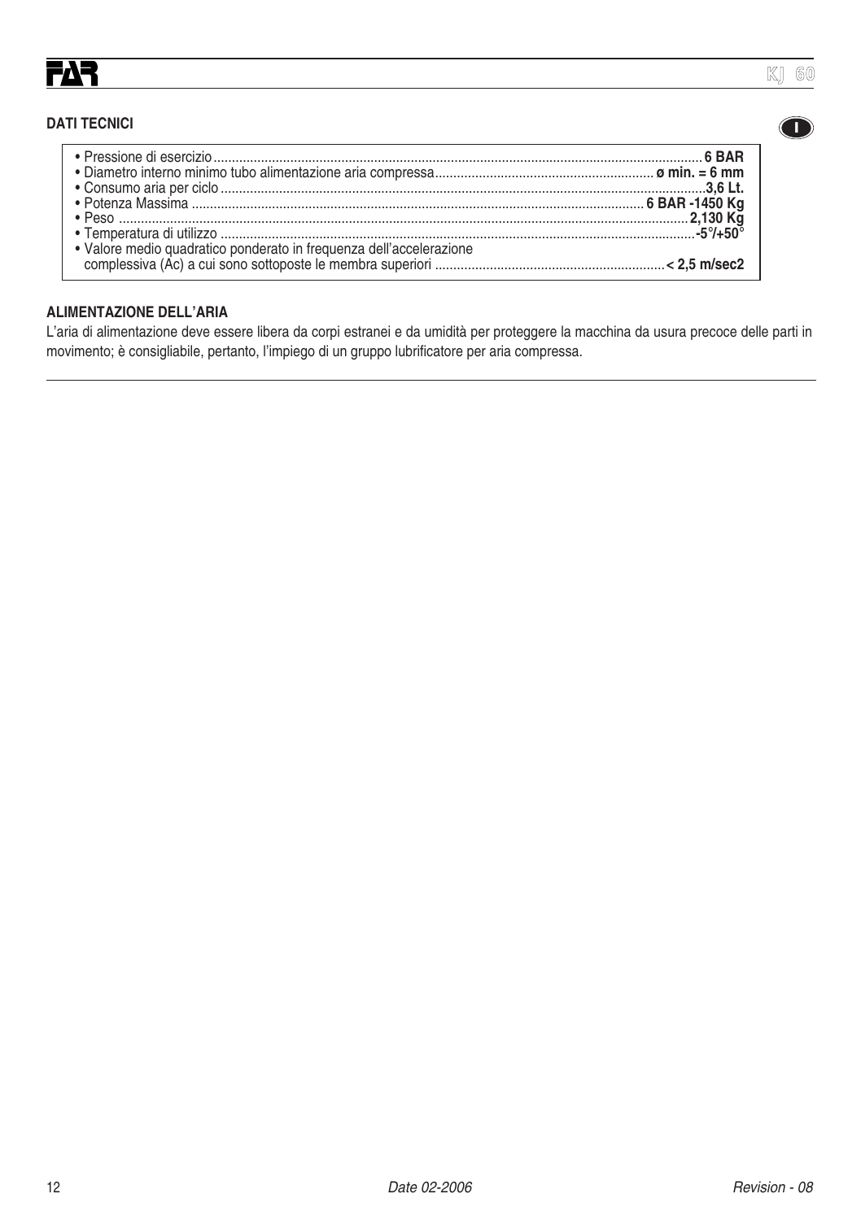## DATI TECNICI

- Pressione di esercizio ........................................ **6 BAR**
- Diametro interno minimo tubo alimentazione aria compressa ........................................ **ø min. = 6 mm**
- Consumo aria per ciclo ........................................ **3,6 Lt.**
- Potenza Massima ........................................ **6 BAR -1450 Kg**
- Peso ........................................ **2,130 Kg**
- Temperatura di utilizzo ........................................ **-5°/+50°**
- Valore medio quadratico ponderato in frequenza dell'accelerazione complessiva (Ac) a cui sono sottoposte le membra superiori ........................................ **< 2,5 m/sec2**

## ALIMENTAZIONE DELL'ARIA

L'aria di alimentazione deve essere libera da corpi estranei e da umidità per proteggere la macchina da usura precoce delle parti in movimento; è consigliabile, pertanto, l'impiego di un gruppo lubrificatore per aria compressa.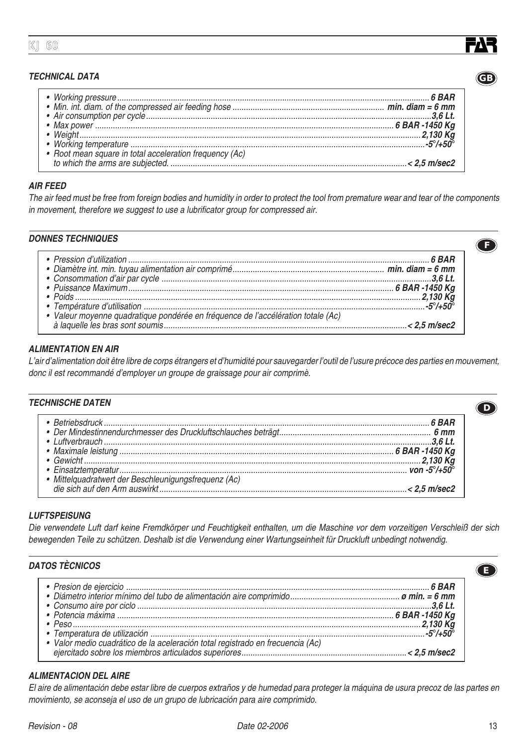## TECHNICAL DATA

- Working pressure ........ 6 BAR
- Min. int. diam. of the compressed air feeding hose ........ min. diam = 6 mm
- Air consumption per cycle ........ 3,6 Lt.
- Max power ........ 6 BAR -1450 Kg
- Weight ........ 2,130 Kg
- Working temperature ........ -5°/+50°
- Root mean square in total acceleration frequency (Ac) to which the arms are subjected. ........ < 2,5 m/sec2

### AIR FEED

*The air feed must be free from foreign bodies and humidity in order to protect the tool from premature wear and tear of the components in movement, therefore we suggest to use a lubrificator group for compressed air.*

## DONNES TECHNIQUES

- Pression d'utilization ........ 6 BAR
- Diamètre int. min. tuyau alimentation air comprimé ........ min. diam = 6 mm
- Consommation d'air par cycle ........ 3,6 Lt.
- Puissance Maximum ........ 6 BAR -1450 Kg
- Poids ........ 2,130 Kg
- Température d'utilisation ........ -5°/+50°
- Valeur moyenne quadratique pondérée en fréquence de l'accélération totale (Ac) à laquelle les bras sont soumis ........ < 2,5 m/sec2

### ALIMENTATION EN AIR

*L'air d'alimentation doit être libre de corps étrangers et d'humidité pour sauvegarder l'outil de l'usure précoce des parties en mouvement, donc il est recommandé d'employer un groupe de graissage pour air comprimè.*

## TECHNISCHE DATEN

- Betriebsdruck ........ 6 BAR
- Der Mindestinnendurchmesser des Druckluftschlauches beträgt ........ 6 mm
- Luftverbrauch ........ 3,6 Lt.
- Maximale leistung ........ 6 BAR -1450 Kg
- Gewicht ........ 2,130 Kg
- Einsatztemperatur ........ von -5°/+50°
- Mittelquadratwert der Beschleunigungsfrequenz (Ac) die sich auf den Arm auswirkt ........ < 2,5 m/sec2

### LUFTSPEISUNG

*Die verwendete Luft darf keine Fremdkörper und Feuchtigkeit enthalten, um die Maschine vor dem vorzeitigen Verschleiß der sich bewegenden Teile zu schützen. Deshalb ist die Verwendung einer Wartungseinheit für Druckluft unbedingt notwendig.*

## DATOS TÈCNICOS

- Presion de ejercicio ........ 6 BAR
- Diámetro interior mínimo del tubo de alimentación aire comprimido ........ ø min. = 6 mm
- Consumo aire por ciclo ........ 3,6 Lt.
- Potencia máxima ........ 6 BAR -1450 Kg
- Peso ........ 2,130 Kg
- Temperatura de utilización ........ -5°/+50°
- Valor medio cuadrático de la aceleración total registrado en frecuencia (Ac) ejercitado sobre los miembros articulados superiores ........ < 2,5 m/sec2

### ALIMENTACION DEL AIRE

*El aire de alimentación debe estar libre de cuerpos extraños y de humedad para proteger la máquina de usura precoz de las partes en movimiento, se aconseja el uso de un grupo de lubricación para aire comprimido.*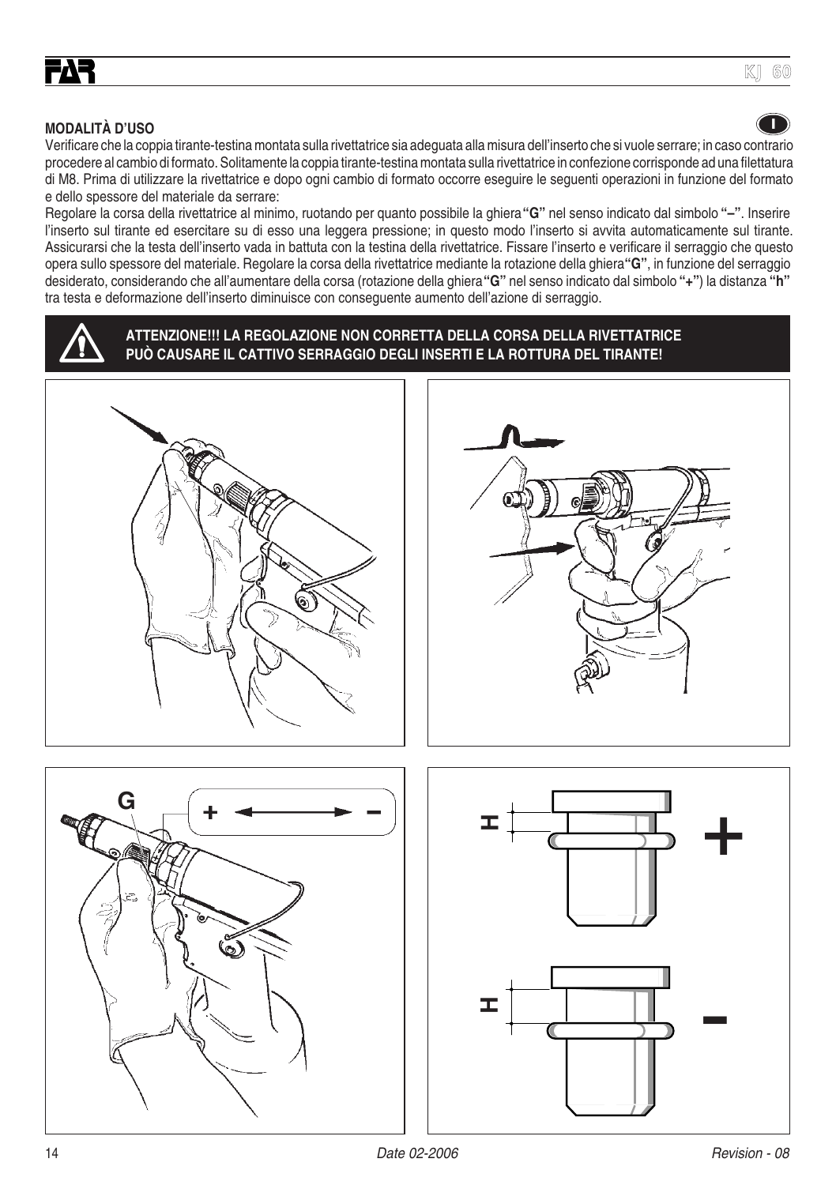## MODALITÀ D'USO

Verificare che la coppia tirante-testina montata sulla rivettatrice sia adeguata alla misura dell'inserto che si vuole serrare; in caso contrario procedere al cambio di formato. Solitamente la coppia tirante-testina montata sulla rivettatrice in confezione corrisponde ad una filettatura di M8. Prima di utilizzare la rivettatrice e dopo ogni cambio di formato occorre eseguire le seguenti operazioni in funzione del formato e dello spessore del materiale da serrare:

Regolare la corsa della rivettatrice al minimo, ruotando per quanto possibile la ghiera **"G"** nel senso indicato dal simbolo **"–"**. Inserire l'inserto sul tirante ed esercitare su di esso una leggera pressione; in questo modo l'inserto si avvita automaticamente sul tirante. Assicurarsi che la testa dell'inserto vada in battuta con la testina della rivettatrice. Fissare l'inserto e verificare il serraggio che questo opera sullo spessore del materiale. Regolare la corsa della rivettatrice mediante la rotazione della ghiera **"G"**, in funzione del serraggio desiderato, considerando che all'aumentare della corsa (rotazione della ghiera **"G"** nel senso indicato dal simbolo **"+"**) la distanza **"h"** tra testa e deformazione dell'inserto diminuisce con conseguente aumento dell'azione di serraggio.

**ATTENZIONE!!! LA REGOLAZIONE NON CORRETTA DELLA CORSA DELLA RIVETTATRICE PUÒ CAUSARE IL CATTIVO SERRAGGIO DEGLI INSERTI E LA ROTTURA DEL TIRANTE!**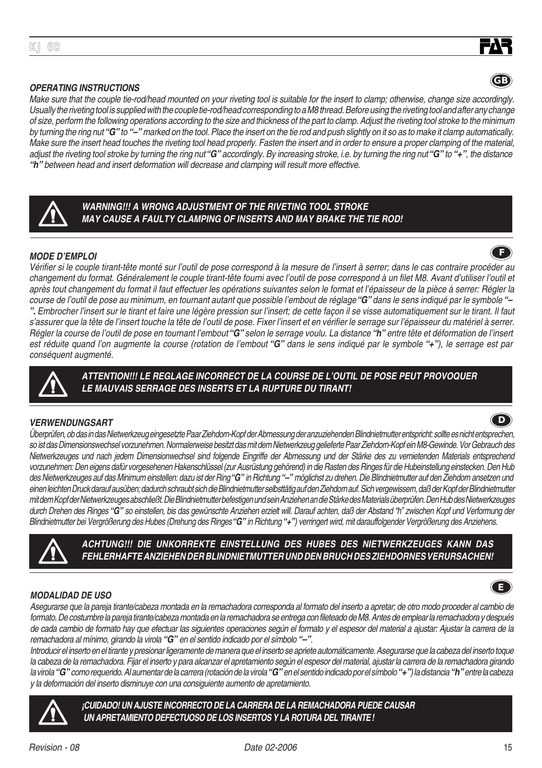### OPERATING INSTRUCTIONS

*Make sure that the couple tie-rod/head mounted on your riveting tool is suitable for the insert to clamp; otherwise, change size accordingly. Usually the riveting tool is supplied with the couple tie-rod/head corresponding to a M8 thread. Before using the riveting tool and after any change of size, perform the following operations according to the size and thickness of the part to clamp. Adjust the riveting tool stroke to the minimum by turning the ring nut **"G"** to **"–"** marked on the tool. Place the insert on the tie rod and push slightly on it so as to make it clamp automatically. Make sure the insert head touches the riveting tool head properly. Fasten the insert and in order to ensure a proper clamping of the material, adjust the riveting tool stroke by turning the ring nut **"G"** accordingly. By increasing stroke, i.e. by turning the ring nut **"G"** to **"+"**, the distance **"h"** between head and insert deformation will decrease and clamping will result more effective.*

> **WARNING!!! A WRONG ADJUSTMENT OF THE RIVETING TOOL STROKE MAY CAUSE A FAULTY CLAMPING OF INSERTS AND MAY BRAKE THE TIE ROD!**

### MODE D'EMPLOI

*Vérifier si le couple tirant-tête monté sur l'outil de pose correspond à la mesure de l'insert à serrer; dans le cas contraire procéder au changement du format. Généralement le couple tirant-tête fourni avec l'outil de pose correspond à un filet M8. Avant d'utiliser l'outil et après tout changement du format il faut effectuer les opérations suivantes selon le format et l'épaisseur de la pièce à serrer: Régler la course de l'outil de pose au minimum, en tournant autant que possible l'embout de réglage **"G"** dans le sens indiqué par le symbole **"–"**. Embrocher l'insert sur le tirant et faire une légère pression sur l'insert; de cette façon il se visse automatiquement sur le tirant. Il faut s'assurer que la tête de l'insert touche la tête de l'outil de pose. Fixer l'insert et en vérifier le serrage sur l'épaisseur du matériel à serrer. Régler la course de l'outil de pose en tournant l'embout **"G"** selon le serrage voulu. La distance **"h"** entre tête et déformation de l'insert est réduite quand l'on augmente la course (rotation de l'embout **"G"** dans le sens indiqué par le symbole **"+"**), le serrage est par conséquent augmenté.*

> **ATTENTION!!! LE REGLAGE INCORRECT DE LA COURSE DE L'OUTIL DE POSE PEUT PROVOQUER LE MAUVAIS SERRAGE DES INSERTS ET LA RUPTURE DU TIRANT!**

### VERWENDUNGSART

*Überprüfen, ob das in das Nietwerkzeug eingesetzte Paar Ziehdorn-Kopf der Abmessung der anzuziehenden Blindnietmutter entspricht: sollte es nicht entsprechen, so ist das Dimensionswechsel vorzunehmen. Normalerweise besitzt das mit dem Nietwerkzeug gelieferte Paar Ziehdorn-Kopf ein M8-Gewinde. Vor Gebrauch des Nietwerkzeuges und nach jedem Dimensionwechsel sind folgende Eingriffe der Abmessung und der Stärke des zu vernietenden Materials entsprechend vorzunehmen: Den eigens dafür vorgesehenen Hakenschlüssel (zur Ausrüstung gehörend) in die Rasten des Ringes für die Hubeinstellung einstecken. Den Hub des Nietwerkzeuges auf das Minimum einstellen: dazu ist der Ring **"G"** in Richtung **"–"** möglichst zu drehen. Die Blindnietmutter auf den Ziehdorn ansetzen und einen leichten Druck darauf ausüben; dadurch schraubt sich die Blindnietmutter selbsttätig auf den Ziehdorn auf. Sich vergewissern, daß der Kopf der Blindnietmutter mit dem Kopf der Nietwerkzeuges abschließt. Die Blindnietmutter befestigen und sein Anziehen an die Stärke des Materials überprüfen. Den Hub des Nietwerkzeuges durch Drehen des Ringes **"G"** so einstellen, bis das gewünschte Anziehen erzielt will. Darauf achten, daß der Abstand "h" zwischen Kopf und Verformung der Blindnietmutter bei Vergrößerung des Hubes (Drehung des Ringes **"G"** in Richtung **"+"**) verringert wird, mit darauffolgender Vergrößerung des Anziehens.*

> **ACHTUNG!!! DIE UNKORREKTE EINSTELLUNG DES HUBES DES NIETWERKZEUGES KANN DAS FEHLERHAFTE ANZIEHEN DER BLINDNIETMUTTER UND DEN BRUCH DES ZIEHDORNES VERURSACHEN!**

### MODALIDAD DE USO

*Asegurarse que la pareja tirante/cabeza montada en la remachadora corresponda al formato del inserto a apretar; de otro modo proceder al cambio de formato. De costumbre la pareja tirante/cabeza montada en la remachadora se entrega con fileteado de M8. Antes de emplear la remachadora y después de cada cambio de formato hay que efectuar las siguientes operaciones según el formato y el espesor del material a ajustar: Ajustar la carrera de la remachadora al mínimo, girando la virola **"G"** en el sentido indicado por el símbolo **"–"**.*

*Introducir el inserto en el tirante y presionar ligeramente de manera que el inserto se apriete automáticamente. Asegurarse que la cabeza del inserto toque la cabeza de la remachadora. Fijar el inserto y para alcanzar el apretamiento según el espesor del material, ajustar la carrera de la remachadora girando la virola **"G"** como requerido. Al aumentar de la carrera (rotación de la virola **"G"** en el sentido indicado por el símbolo **"+"**) la distancia **"h"** entre la cabeza y la deformación del inserto disminuye con una consiguiente aumento de apretamiento.*

> **¡CUIDADO! UN AJUSTE INCORRECTO DE LA CARRERA DE LA REMACHADORA PUEDE CAUSAR UN APRETAMIENTO DEFECTUOSO DE LOS INSERTOS Y LA ROTURA DEL TIRANTE !**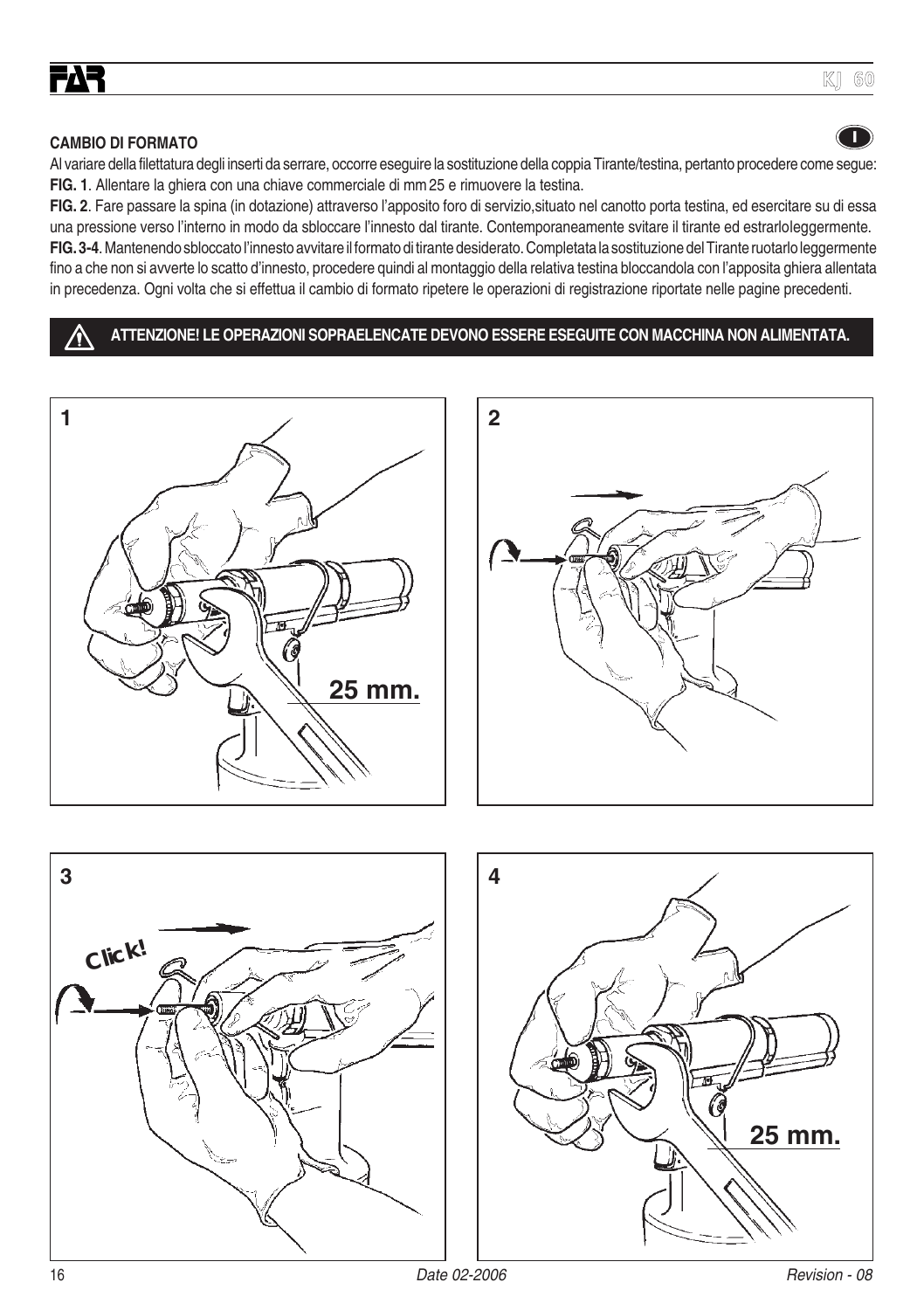#### CAMBIO DI FORMATO

Al variare della filettatura degli inserti da serrare, occorre eseguire la sostituzione della coppia Tirante/testina, pertanto procedere come segue:

**FIG. 1**. Allentare la ghiera con una chiave commerciale di mm 25 e rimuovere la testina.

**FIG. 2**. Fare passare la spina (in dotazione) attraverso l'apposito foro di servizio,situato nel canotto porta testina, ed esercitare su di essa una pressione verso l'interno in modo da sbloccare l'innesto dal tirante. Contemporaneamente svitare il tirante ed estrarlo leggermente.

**FIG. 3-4**. Mantenendo sbloccato l'innesto avvitare il formato di tirante desiderato. Completata la sostituzione del Tirante ruotarlo leggermente fino a che non si avverte lo scatto d'innesto, procedere quindi al montaggio della relativa testina bloccandola con l'apposita ghiera allentata in precedenza. Ogni volta che si effettua il cambio di formato ripetere le operazioni di registrazione riportate nelle pagine precedenti.

**⚠ ATTENZIONE! LE OPERAZIONI SOPRAELENCATE DEVONO ESSERE ESEGUITE CON MACCHINA NON ALIMENTATA.**

1

25 mm.

2

3

Click!

4

25 mm.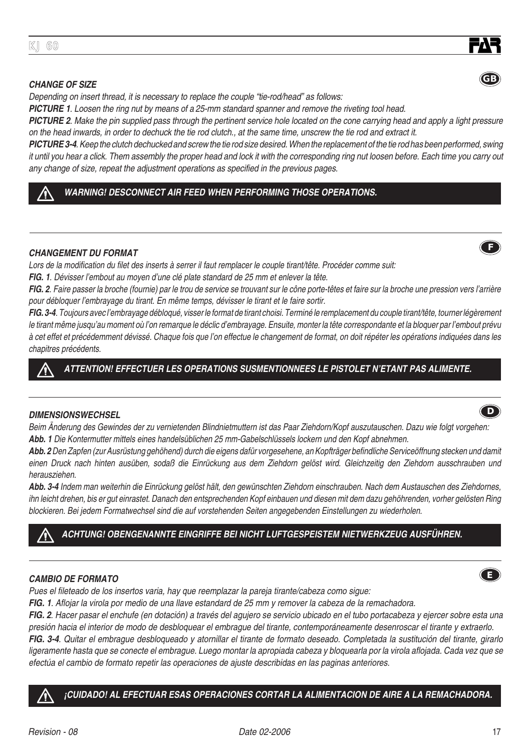### *CHANGE OF SIZE*

*Depending on insert thread, it is necessary to replace the couple "tie-rod/head" as follows:*

***PICTURE 1***. *Loosen the ring nut by means of a 25-mm standard spanner and remove the riveting tool head.*

***PICTURE 2***. *Make the pin supplied pass through the pertinent service hole located on the cone carrying head and apply a light pressure on the head inwards, in order to dechuck the tie rod clutch., at the same time, unscrew the tie rod and extract it.*

***PICTURE 3-4***. *Keep the clutch dechucked and screw the tie rod size desired. When the replacement of the tie rod has been performed, swing it until you hear a click. Them assembly the proper head and lock it with the corresponding ring nut loosen before. Each time you carry out any change of size, repeat the adjustment operations as specified in the previous pages.*

***WARNING! DESCONNECT AIR FEED WHEN PERFORMING THOSE OPERATIONS.***

### *CHANGEMENT DU FORMAT*

*Lors de la modification du filet des inserts à serrer il faut remplacer le couple tirant/tête. Procéder comme suit:*

***FIG. 1***. *Dévisser l'embout au moyen d'une clé plate standard de 25 mm et enlever la tête.*

***FIG. 2***. *Faire passer la broche (fournie) par le trou de service se trouvant sur le cône porte-têtes et faire sur la broche une pression vers l'arrière pour débloquer l'embrayage du tirant. En même temps, dévisser le tirant et le faire sortir.*

***FIG. 3-4***. *Toujours avec l'embrayage débloqué, visser le format de tirant choisi. Terminé le remplacement du couple tirant/tête, tourner légèrement le tirant même jusqu'au moment où l'on remarque le déclic d'embrayage. Ensuite, monter la tête correspondante et la bloquer par l'embout prévu à cet effet et précédemment dévissé. Chaque fois que l'on effectue le changement de format, on doit répéter les opérations indiquées dans les chapitres précédents.*

***ATTENTION! EFFECTUER LES OPERATIONS SUSMENTIONNEES LE PISTOLET N'ETANT PAS ALIMENTE.***

### *DIMENSIONSWECHSEL*

*Beim Änderung des Gewindes der zu vernietenden Blindnietmuttern ist das Paar Ziehdorn/Kopf auszutauschen. Dazu wie folgt vorgehen:*

***Abb. 1*** *Die Kontermutter mittels eines handelsüblichen 25 mm-Gabelschlüssels lockern und den Kopf abnehmen.*

***Abb. 2*** *Den Zapfen (zur Ausrüstung gehöhend) durch die eigens dafür vorgesehene, an Kopfträger befindliche Serviceöffnung stecken und damit einen Druck nach hinten ausüben, sodaß die Einrückung aus dem Ziehdorn gelöst wird. Gleichzeitig den Ziehdorn ausschrauben und herausziehen.*

***Abb. 3-4*** *Indem man weiterhin die Einrückung gelöst hält, den gewünschten Ziehdorn einschrauben. Nach dem Austauschen des Ziehdornes, ihn leicht drehen, bis er gut einrastet. Danach den entsprechenden Kopf einbauen und diesen mit dem dazu gehöhrenden, vorher gelösten Ring blockieren. Bei jedem Formatwechsel sind die auf vorstehenden Seiten angegebenden Einstellungen zu wiederholen.*

***ACHTUNG! OBENGENANNTE EINGRIFFE BEI NICHT LUFTGESPEISTEM NIETWERKZEUG AUSFÜHREN.***

### *CAMBIO DE FORMATO*

*Pues el fileteado de los insertos varia, hay que reemplazar la pareja tirante/cabeza como sigue:*

***FIG. 1***. *Aflojar la virola por medio de una llave estandard de 25 mm y remover la cabeza de la remachadora.*

***FIG. 2***. *Hacer pasar el enchufe (en dotación) a través del agujero se servicio ubicado en el tubo portacabeza y ejercer sobre esta una presión hacia el interior de modo de desbloquear el embrague del tirante, contemporáneamente desenroscar el tirante y extraerlo.*

***FIG. 3-4***. *Quitar el embrague desbloqueado y atornillar el tirante de formato deseado. Completada la sustitución del tirante, girarlo ligeramente hasta que se conecte el embrague. Luego montar la apropiada cabeza y bloquearla por la virola aflojada. Cada vez que se efectúa el cambio de formato repetir las operaciones de ajuste describidas en las paginas anteriores.*

***¡CUIDADO! AL EFECTUAR ESAS OPERACIONES CORTAR LA ALIMENTACION DE AIRE A LA REMACHADORA.***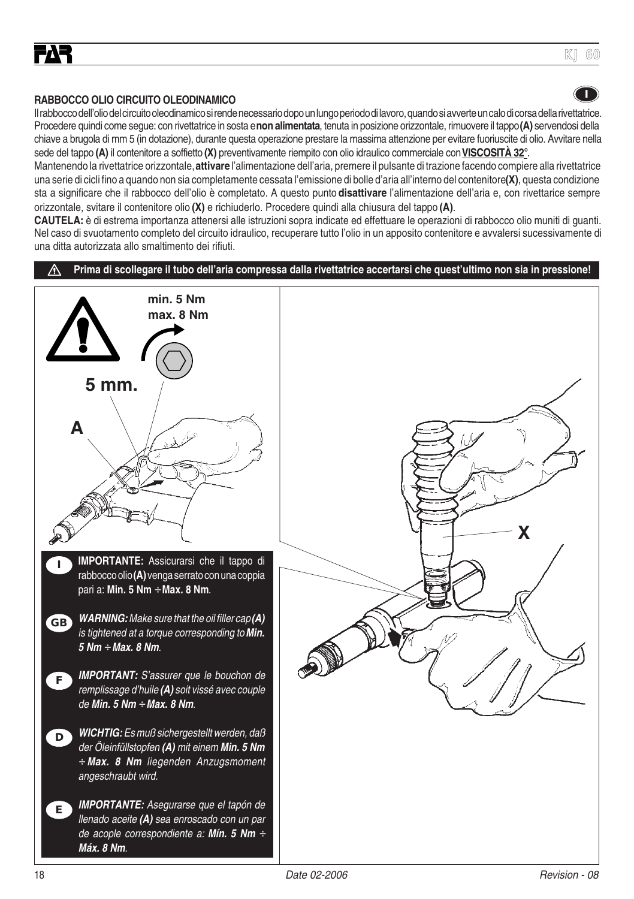## RABBOCCO OLIO CIRCUITO OLEODINAMICO

Il rabbocco dell'olio del circuito oleodinamico si rende necessario dopo un lungo periodo di lavoro, quando si avverte un calo di corsa della rivettatrice. Procedere quindi come segue: con rivettatrice in sosta e **non alimentata**, tenuta in posizione orizzontale, rimuovere il tappo **(A)** servendosi della chiave a brugola di mm 5 (in dotazione), durante questa operazione prestare la massima attenzione per evitare fuoriuscite di olio. Avvitare nella sede del tappo **(A)** il contenitore a soffietto **(X)** preventivamente riempito con olio idraulico commerciale con **VISCOSITÀ 32°**.

Mantenendo la rivettatrice orizzontale, **attivare** l'alimentazione dell'aria, premere il pulsante di trazione facendo compiere alla rivettatrice una serie di cicli fino a quando non sia completamente cessata l'emissione di bolle d'aria all'interno del contenitore **(X)**, questa condizione sta a significare che il rabbocco dell'olio è completato. A questo punto **disattivare** l'alimentazione dell'aria e, con rivettarice sempre orizzontale, svitare il contenitore olio **(X)** e richiuderlo. Procedere quindi alla chiusura del tappo **(A)**.

**CAUTELA:** è di estrema importanza attenersi alle istruzioni sopra indicate ed effettuare le operazioni di rabbocco olio muniti di guanti. Nel caso di svuotamento completo del circuito idraulico, recuperare tutto l'olio in un apposito contenitore e avvalersi sucessivamente di una ditta autorizzata allo smaltimento dei rifiuti.

**⚠ Prima di scollegare il tubo dell'aria compressa dalla rivettatrice accertarsi che quest'ultimo non sia in pressione!**

min. 5 Nm
max. 8 Nm

5 mm.

A

X

**I** — **IMPORTANTE:** Assicurarsi che il tappo di rabbocco olio **(A)** venga serrato con una coppia pari a: **Min. 5 Nm ÷ Max. 8 Nm**.

**GB** — ***WARNING:*** *Make sure that the oil filler cap* ***(A)*** *is tightened at a torque corresponding to* ***Min. 5 Nm ÷ Max. 8 Nm****.*

**F** — ***IMPORTANT:*** *S'assurer que le bouchon de remplissage d'huile* ***(A)*** *soit vissé avec couple de* ***Min. 5 Nm ÷ Max. 8 Nm****.*

**D** — ***WICHTIG:*** *Es muß sichergestellt werden, daß der Öleinfüllstopfen* ***(A)*** *mit einem* ***Min. 5 Nm ÷ Max. 8 Nm*** *liegenden Anzugsmoment angeschraubt wird.*

**E** — ***IMPORTANTE:*** *Asegurarse que el tapón de llenado aceite* ***(A)*** *sea enroscado con un par de acople correspondiente a:* ***Mín. 5 Nm ÷ Máx. 8 Nm****.*

Date 02-2006 — Revision - 08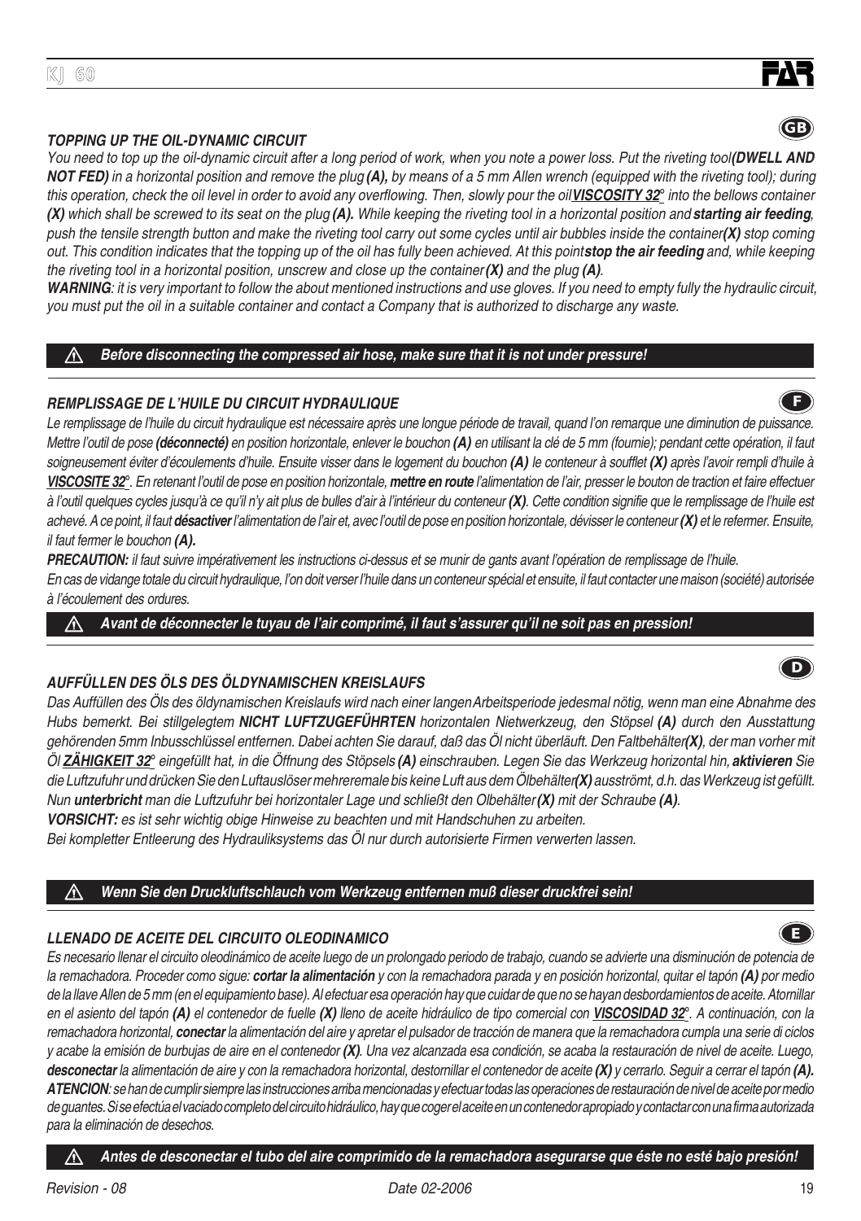### *TOPPING UP THE OIL-DYNAMIC CIRCUIT*

*You need to top up the oil-dynamic circuit after a long period of work, when you note a power loss. Put the riveting tool* ***(DWELL AND NOT FED)*** *in a horizontal position and remove the plug* ***(A),*** *by means of a 5 mm Allen wrench (equipped with the riveting tool); during this operation, check the oil level in order to avoid any overflowing. Then, slowly pour the oil* ***VISCOSITY 32°*** *into the bellows container* ***(X)*** *which shall be screwed to its seat on the plug* ***(A).*** *While keeping the riveting tool in a horizontal position and* ***starting air feeding****, push the tensile strength button and make the riveting tool carry out some cycles until air bubbles inside the container* ***(X)*** *stop coming out. This condition indicates that the topping up of the oil has fully been achieved. At this point* ***stop the air feeding*** *and, while keeping the riveting tool in a horizontal position, unscrew and close up the container* ***(X)*** *and the plug* ***(A)****.*

***WARNING****: it is very important to follow the about mentioned instructions and use gloves. If you need to empty fully the hydraulic circuit, you must put the oil in a suitable container and contact a Company that is authorized to discharge any waste.*

⚠ ***Before disconnecting the compressed air hose, make sure that it is not under pressure!***

### *REMPLISSAGE DE L'HUILE DU CIRCUIT HYDRAULIQUE*

*Le remplissage de l'huile du circuit hydraulique est nécessaire après une longue période de travail, quand l'on remarque une diminution de puissance. Mettre l'outil de pose* ***(déconnecté)*** *en position horizontale, enlever le bouchon* ***(A)*** *en utilisant la clé de 5 mm (fournie); pendant cette opération, il faut soigneusement éviter d'écoulements d'huile. Ensuite visser dans le logement du bouchon* ***(A)*** *le conteneur à soufflet* ***(X)*** *après l'avoir rempli d'huile à* ***VISCOSITE 32°****. En retenant l'outil de pose en position horizontale,* ***mettre en route*** *l'alimentation de l'air, presser le bouton de traction et faire effectuer à l'outil quelques cycles jusqu'à ce qu'il n'y ait plus de bulles d'air à l'intérieur du conteneur* ***(X)****. Cette condition signifie que le remplissage de l'huile est achevé. A ce point, il faut* ***désactiver*** *l'alimentation de l'air et, avec l'outil de pose en position horizontale, dévisser le conteneur* ***(X)*** *et le refermer. Ensuite, il faut fermer le bouchon* ***(A).***

***PRECAUTION:*** *il faut suivre impérativement les instructions ci-dessus et se munir de gants avant l'opération de remplissage de l'huile.*

*En cas de vidange totale du circuit hydraulique, l'on doit verser l'huile dans un conteneur spécial et ensuite, il faut contacter une maison (société) autorisée à l'écoulement des ordures.*

⚠ ***Avant de déconnecter le tuyau de l'air comprimé, il faut s'assurer qu'il ne soit pas en pression!***

### *AUFFÜLLEN DES ÖLS DES ÖLDYNAMISCHEN KREISLAUFS*

*Das Auffüllen des Öls des öldynamischen Kreislaufs wird nach einer langen Arbeitsperiode jedesmal nötig, wenn man eine Abnahme des Hubs bemerkt. Bei stillgelegtem* ***NICHT LUFTZUGEFÜHRTEN*** *horizontalen Nietwerkzeug, den Stöpsel* ***(A)*** *durch den Ausstattung gehörenden 5mm Inbusschlüssel entfernen. Dabei achten Sie darauf, daß das Öl nicht überläuft. Den Faltbehälter* ***(X)****, der man vorher mit Öl* ***ZÄHIGKEIT 32°*** *eingefüllt hat, in die Öffnung des Stöpsels* ***(A)*** *einschrauben. Legen Sie das Werkzeug horizontal hin,* ***aktivieren*** *Sie die Luftzufuhr und drücken Sie den Luftauslöser mehreremale bis keine Luft aus dem Ölbehälter* ***(X)*** *ausströmt, d.h. das Werkzeug ist gefüllt. Nun* ***unterbricht*** *man die Luftzufuhr bei horizontaler Lage und schließt den Olbehälter* ***(X)*** *mit der Schraube* ***(A)****.*

***VORSICHT:*** *es ist sehr wichtig obige Hinweise zu beachten und mit Handschuhen zu arbeiten.*

*Bei kompletter Entleerung des Hydrauliksystems das Öl nur durch autorisierte Firmen verwerten lassen.*

⚠ ***Wenn Sie den Druckluftschlauch vom Werkzeug entfernen muß dieser druckfrei sein!***

### *LLENADO DE ACEITE DEL CIRCUITO OLEODINAMICO*

*Es necesario llenar el circuito oleodinámico de aceite luego de un prolongado periodo de trabajo, cuando se advierte una disminución de potencia de la remachadora. Proceder como sigue:* ***cortar la alimentación*** *y con la remachadora parada y en posición horizontal, quitar el tapón* ***(A)*** *por medio de la llave Allen de 5 mm (en el equipamiento base). Al efectuar esa operación hay que cuidar de que no se hayan desbordamientos de aceite. Atornillar en el asiento del tapón* ***(A)*** *el contenedor de fuelle* ***(X)*** *lleno de aceite hidráulico de tipo comercial con* ***VISCOSIDAD 32°****. A continuación, con la remachadora horizontal,* ***conectar*** *la alimentación del aire y apretar el pulsador de tracción de manera que la remachadora cumpla una serie di ciclos y acabe la emisión de burbujas de aire en el contenedor* ***(X)****. Una vez alcanzada esa condición, se acaba la restauración de nivel de aceite. Luego,* ***desconectar*** *la alimentación de aire y con la remachadora horizontal, destornillar el contenedor de aceite* ***(X)*** *y cerrarlo. Seguir a cerrar el tapón* ***(A).***

***ATENCION****: se han de cumplir siempre las instrucciones arriba mencionadas y efectuar todas las operaciones de restauración de nivel de aceite por medio de guantes. Si se efectúa el vaciado completo del circuito hidráulico, hay que coger el aceite en un contenedor apropiado y contactar con una firma autorizada para la eliminación de desechos.*

⚠ ***Antes de desconectar el tubo del aire comprimido de la remachadora asegurarse que éste no esté bajo presión!***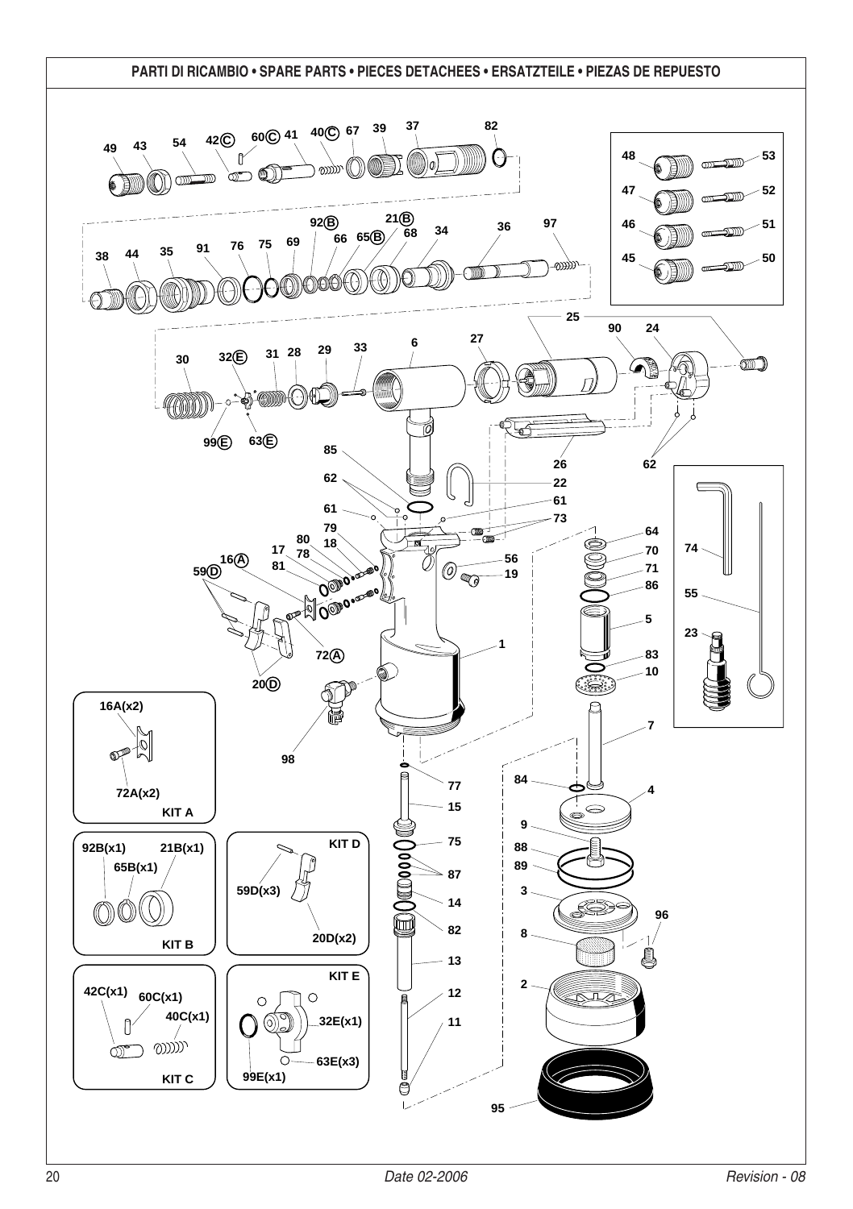# PARTI DI RICAMBIO • SPARE PARTS • PIECES DETACHEES • ERSATZTEILE • PIEZAS DE REPUESTO

**KIT A**

16A(x2)

72A(x2)

**KIT B**

92B(x1) 21B(x1) 65B(x1)

**KIT C**

42C(x1) 60C(x1) 40C(x1)

**KIT D**

59D(x3) 20D(x2)

**KIT E**

32E(x1) 63E(x3) 99E(x1)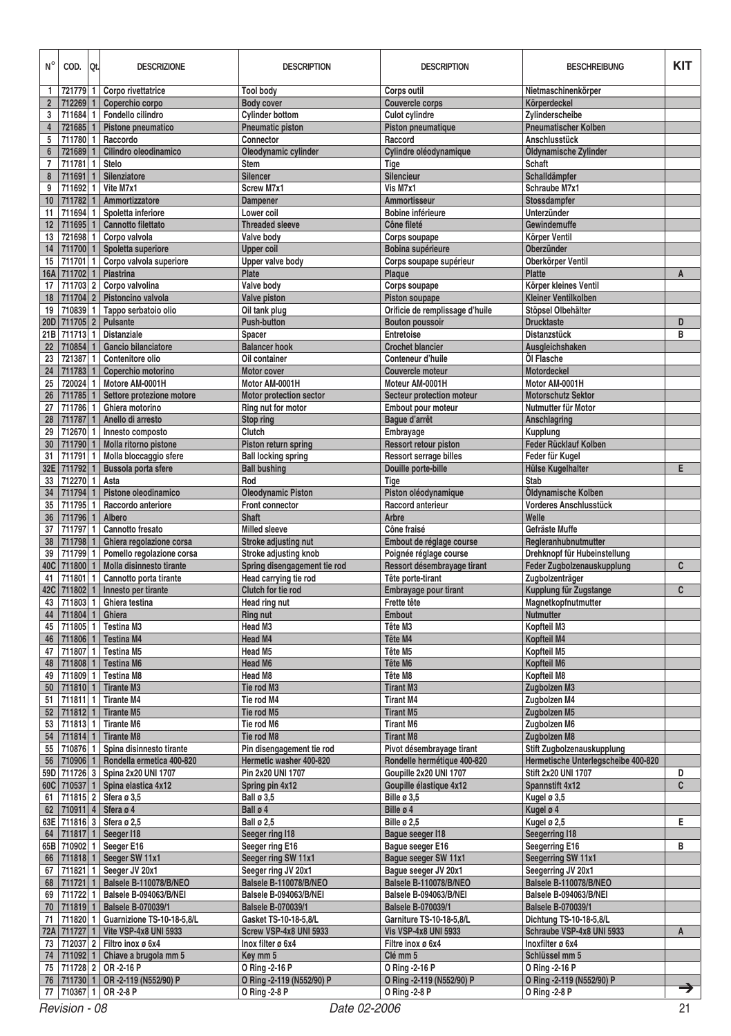| N° | COD. | Qt. | DESCRIZIONE | DESCRIPTION | DESCRIPTION | BESCHREIBUNG | KIT |
|---|---|---|---|---|---|---|---|
| 1 | 721779 | 1 | Corpo rivettatrice | Tool body | Corps outil | Nietmaschinenkörper | |
| 2 | 712269 | 1 | Coperchio corpo | Body cover | Couvercle corps | Körperdeckel | |
| 3 | 711684 | 1 | Fondello cilindro | Cylinder bottom | Culot cylindre | Zylinderscheibe | |
| 4 | 721685 | 1 | Pistone pneumatico | Pneumatic piston | Piston pneumatique | Pneumatischer Kolben | |
| 5 | 711780 | 1 | Raccordo | Connector | Raccord | Anschlusstück | |
| 6 | 721689 | 1 | Cilindro oleodinamico | Oleodynamic cylinder | Cylindre oléodynamique | Öldynamische Zylinder | |
| 7 | 711781 | 1 | Stelo | Stem | Tige | Schaft | |
| 8 | 711691 | 1 | Silenziatore | Silencer | Silencieur | Schalldämpfer | |
| 9 | 711692 | 1 | Vite M7x1 | Screw M7x1 | Vis M7x1 | Schraube M7x1 | |
| 10 | 711782 | 1 | Ammortizzatore | Dampener | Ammortisseur | Stossdampfer | |
| 11 | 711694 | 1 | Spoletta inferiore | Lower coil | Bobine inférieure | Unterzünder | |
| 12 | 711695 | 1 | Cannotto filettato | Threaded sleeve | Cône fileté | Gewindemuffe | |
| 13 | 721698 | 1 | Corpo valvola | Valve body | Corps soupape | Körper Ventil | |
| 14 | 711700 | 1 | Spoletta superiore | Upper coil | Bobina supérieure | Oberzünder | |
| 15 | 711701 | 1 | Corpo valvola superiore | Upper valve body | Corps soupape supérieur | Oberkörper Ventil | |
| 16A | 711702 | 1 | Piastrina | Plate | Plaque | Platte | A |
| 17 | 711703 | 2 | Corpo valvolina | Valve body | Corps soupape | Körper kleines Ventil | |
| 18 | 711704 | 2 | Pistoncino valvola | Valve piston | Piston soupape | Kleiner Ventilkolben | |
| 19 | 710839 | 1 | Tappo serbatoio olio | Oil tank plug | Orificie de remplissage d'huile | Stöpsel Olbehälter | |
| 20D | 711705 | 2 | Pulsante | Push-button | Bouton poussoir | Drucktaste | D |
| 21B | 711713 | 1 | Distanziale | Spacer | Entretoise | Distanzstück | B |
| 22 | 710854 | 1 | Gancio bilanciatore | Balancer hook | Crochet blancier | Ausgleichshaken | |
| 23 | 721387 | 1 | Contenitore olio | Oil container | Conteneur d'huile | Öl Flasche | |
| 24 | 711783 | 1 | Coperchio motorino | Motor cover | Couvercle moteur | Motordeckel | |
| 25 | 720024 | 1 | Motore AM-0001H | Motor AM-0001H | Moteur AM-0001H | Motor AM-0001H | |
| 26 | 711785 | 1 | Settore protezione motore | Motor protection sector | Secteur protection moteur | Motorschutz Sektor | |
| 27 | 711786 | 1 | Ghiera motorino | Ring nut for motor | Embout pour moteur | Nutmutter für Motor | |
| 28 | 711787 | 1 | Anello di arresto | Stop ring | Bague d'arrêt | Anschlagring | |
| 29 | 712670 | 1 | Innesto composto | Clutch | Embrayage | Kupplung | |
| 30 | 711790 | 1 | Molla ritorno pistone | Piston return spring | Ressort retour piston | Feder Rücklauf Kolben | |
| 31 | 711791 | 1 | Molla bloccaggio sfere | Ball locking spring | Ressort serrage billes | Feder für Kugel | |
| 32E | 711792 | 1 | Bussola porta sfere | Ball bushing | Douille porte-bille | Hülse Kugelhalter | E |
| 33 | 712270 | 1 | Asta | Rod | Tige | Stab | |
| 34 | 711794 | 1 | Pistone oleodinamico | Oleodynamic Piston | Piston oléodynamique | Öldynamische Kolben | |
| 35 | 711795 | 1 | Raccordo anteriore | Front connector | Raccord anterieur | Vorderes Anschlusstück | |
| 36 | 711796 | 1 | Albero | Shaft | Arbre | Welle | |
| 37 | 711797 | 1 | Cannotto fresato | Milled sleeve | Cône fraisé | Gefräste Muffe | |
| 38 | 711798 | 1 | Ghiera regolazione corsa | Stroke adjusting nut | Embout de réglage course | Regleranhubnutmutter | |
| 39 | 711799 | 1 | Pomello regolazione corsa | Stroke adjusting knob | Poignée réglage course | Drehknopf für Hubeinstellung | |
| 40C | 711800 | 1 | Molla disinnesto tirante | Spring disengagement tie rod | Ressort désembrayage tirant | Feder Zugbolzenauskupplung | C |
| 41 | 711801 | 1 | Cannotto porta tirante | Head carrying tie rod | Tête porte-tirant | Zugbolzenträger | |
| 42C | 711802 | 1 | Innesto per tirante | Clutch for tie rod | Embrayage pour tirant | Kupplung für Zugstange | C |
| 43 | 711803 | 1 | Ghiera testina | Head ring nut | Frette tête | Magnetkopfnutmutter | |
| 44 | 711804 | 1 | Ghiera | Ring nut | Embout | Nutmutter | |
| 45 | 711805 | 1 | Testina M3 | Head M3 | Tête M3 | Kopfteil M3 | |
| 46 | 711806 | 1 | Testina M4 | Head M4 | Tête M4 | Kopfteil M4 | |
| 47 | 711807 | 1 | Testina M5 | Head M5 | Tête M5 | Kopfteil M5 | |
| 48 | 711808 | 1 | Testina M6 | Head M6 | Tête M6 | Kopfteil M6 | |
| 49 | 711809 | 1 | Testina M8 | Head M8 | Tête M8 | Kopfteil M8 | |
| 50 | 711810 | 1 | Tirante M3 | Tie rod M3 | Tirant M3 | Zugbolzen M3 | |
| 51 | 711811 | 1 | Tirante M4 | Tie rod M4 | Tirant M4 | Zugbolzen M4 | |
| 52 | 711812 | 1 | Tirante M5 | Tie rod M5 | Tirant M5 | Zugbolzen M5 | |
| 53 | 711813 | 1 | Tirante M6 | Tie rod M6 | Tirant M6 | Zugbolzen M6 | |
| 54 | 711814 | 1 | Tirante M8 | Tie rod M8 | Tirant M8 | Zugbolzen M8 | |
| 55 | 710876 | 1 | Spina disinnesto tirante | Pin disengagement tie rod | Pivot désembrayage tirant | Stift Zugbolzenauskupplung | |
| 56 | 710906 | 1 | Rondella ermetica 400-820 | Hermetic washer 400-820 | Rondelle hermétique 400-820 | Hermetische Unterlegscheibe 400-820 | |
| 59D | 711726 | 3 | Spina 2x20 UNI 1707 | Pin 2x20 UNI 1707 | Goupille 2x20 UNI 1707 | Stift 2x20 UNI 1707 | D |
| 60C | 710537 | 1 | Spina elastica 4x12 | Spring pin 4x12 | Goupille élastique 4x12 | Spannstift 4x12 | C |
| 61 | 711815 | 2 | Sfera ø 3,5 | Ball ø 3,5 | Bille ø 3,5 | Kugel ø 3,5 | |
| 62 | 710911 | 4 | Sfera ø 4 | Ball ø 4 | Bille ø 4 | Kugel ø 4 | |
| 63E | 711816 | 3 | Sfera ø 2,5 | Ball ø 2,5 | Bille ø 2,5 | Kugel ø 2,5 | E |
| 64 | 711817 | 1 | Seeger I18 | Seeger ring I18 | Bague seeger I18 | Seegerring I18 | |
| 65B | 710902 | 1 | Seeger E16 | Seeger ring E16 | Bague seeger E16 | Seegerring E16 | B |
| 66 | 711818 | 1 | Seeger SW 11x1 | Seeger ring SW 11x1 | Bague seeger SW 11x1 | Seegerring SW 11x1 | |
| 67 | 711821 | 1 | Seeger JV 20x1 | Seeger ring JV 20x1 | Bague seeger JV 20x1 | Seegerring JV 20x1 | |
| 68 | 711721 | 1 | Balsele B-110078/B/NEO | Balsele B-110078/B/NEO | Balsele B-110078/B/NEO | Balsele B-110078/B/NEO | |
| 69 | 711722 | 1 | Balsele B-094063/B/NEI | Balsele B-094063/B/NEI | Balsele B-094063/B/NEI | Balsele B-094063/B/NEI | |
| 70 | 711819 | 1 | Balsele B-070039/1 | Balsele B-070039/1 | Balsele B-070039/1 | Balsele B-070039/1 | |
| 71 | 711820 | 1 | Guarnizione TS-10-18-5,8/L | Gasket TS-10-18-5,8/L | Garniture TS-10-18-5,8/L | Dichtung TS-10-18-5,8/L | |
| 72A | 711727 | 1 | Vite VSP-4x8 UNI 5933 | Screw VSP-4x8 UNI 5933 | Vis VSP-4x8 UNI 5933 | Schraube VSP-4x8 UNI 5933 | A |
| 73 | 712037 | 2 | Filtro inox ø 6x4 | Inox filter ø 6x4 | Filtre inox ø 6x4 | Inoxfilter ø 6x4 | |
| 74 | 711092 | 1 | Chiave a brugola mm 5 | Key mm 5 | Clé mm 5 | Schlüssel mm 5 | |
| 75 | 711728 | 2 | OR -2-16 P | O Ring -2-16 P | O Ring -2-16 P | O Ring -2-16 P | |
| 76 | 711730 | 1 | OR -2-119 (N552/90) P | O Ring -2-119 (N552/90) P | O Ring -2-119 (N552/90) P | O Ring -2-119 (N552/90) P | |
| 77 | 710367 | 1 | OR -2-8 P | O Ring -2-8 P | O Ring -2-8 P | O Ring -2-8 P | → |

Revision - 08 Date 02-2006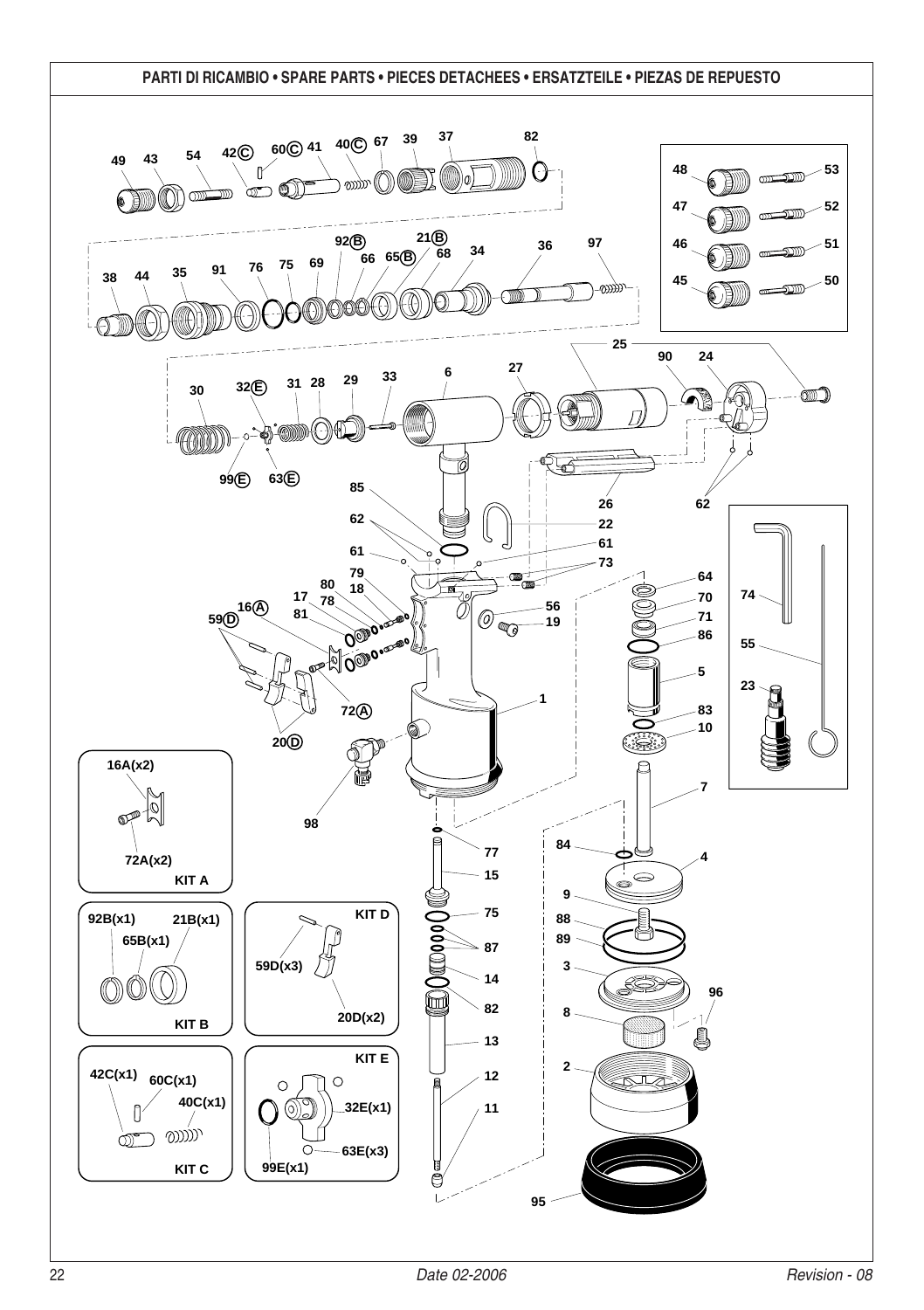# PARTI DI RICAMBIO • SPARE PARTS • PIECES DETACHEES • ERSATZTEILE • PIEZAS DE REPUESTO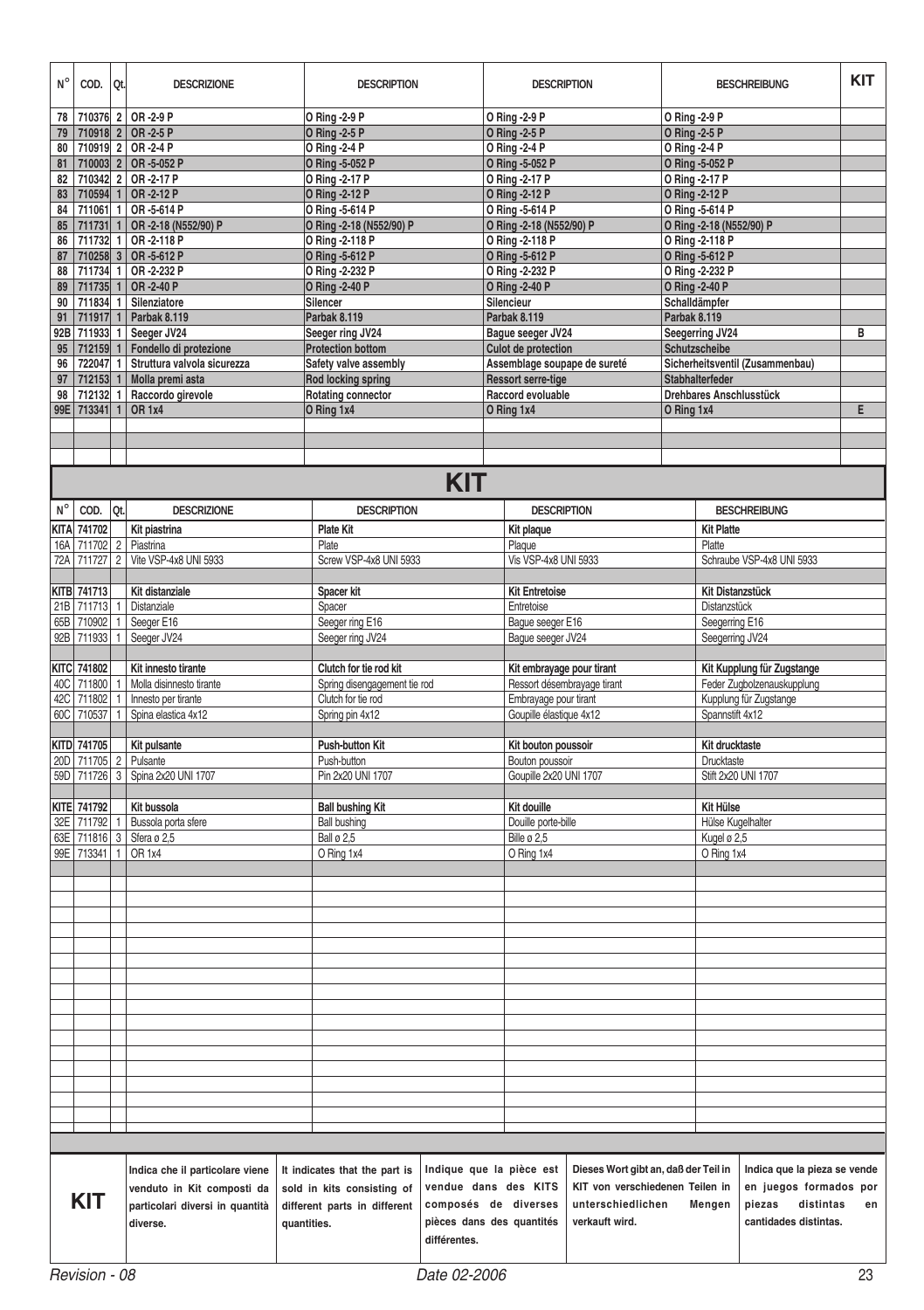| N° | COD. | Qt. | DESCRIZIONE | DESCRIPTION | DESCRIPTION | BESCHREIBUNG | KIT |
|---|---|---|---|---|---|---|---|
| 78 | 710376 | 2 | OR -2-9 P | O Ring -2-9 P | O Ring -2-9 P | O Ring -2-9 P | |
| 79 | 710918 | 2 | OR -2-5 P | O Ring -2-5 P | O Ring -2-5 P | O Ring -2-5 P | |
| 80 | 710919 | 2 | OR -2-4 P | O Ring -2-4 P | O Ring -2-4 P | O Ring -2-4 P | |
| 81 | 710003 | 2 | OR -5-052 P | O Ring -5-052 P | O Ring -5-052 P | O Ring -5-052 P | |
| 82 | 710342 | 2 | OR -2-17 P | O Ring -2-17 P | O Ring -2-17 P | O Ring -2-17 P | |
| 83 | 710594 | 1 | OR -2-12 P | O Ring -2-12 P | O Ring -2-12 P | O Ring -2-12 P | |
| 84 | 711061 | 1 | OR -5-614 P | O Ring -5-614 P | O Ring -5-614 P | O Ring -5-614 P | |
| 85 | 711731 | 1 | OR -2-18 (N552/90) P | O Ring -2-18 (N552/90) P | O Ring -2-18 (N552/90) P | O Ring -2-18 (N552/90) P | |
| 86 | 711732 | 1 | OR -2-118 P | O Ring -2-118 P | O Ring -2-118 P | O Ring -2-118 P | |
| 87 | 710258 | 3 | OR -5-612 P | O Ring -5-612 P | O Ring -5-612 P | O Ring -5-612 P | |
| 88 | 711734 | 1 | OR -2-232 P | O Ring -2-232 P | O Ring -2-232 P | O Ring -2-232 P | |
| 89 | 711735 | 1 | OR -2-40 P | O Ring -2-40 P | O Ring -2-40 P | O Ring -2-40 P | |
| 90 | 711834 | 1 | Silenziatore | Silencer | Silencieur | Schalldämpfer | |
| 91 | 711917 | 1 | Parbak 8.119 | Parbak 8.119 | Parbak 8.119 | Parbak 8.119 | |
| 92B | 711933 | 1 | Seeger JV24 | Seeger ring JV24 | Bague seeger JV24 | Seegerring JV24 | B |
| 95 | 712159 | 1 | Fondello di protezione | Protection bottom | Culot de protection | Schutzscheibe | |
| 96 | 722047 | 1 | Struttura valvola sicurezza | Safety valve assembly | Assemblage soupape de sureté | Sicherheitsventil (Zusammenbau) | |
| 97 | 712153 | 1 | Molla premi asta | Rod locking spring | Ressort serre-tige | Stabhalterfeder | |
| 98 | 712132 | 1 | Raccordo girevole | Rotating connector | Raccord evoluable | Drehbares Anschlusstück | |
| 99E | 713341 | 1 | OR 1x4 | O Ring 1x4 | O Ring 1x4 | O Ring 1x4 | E |

# KIT

| N° | COD. | Qt. | DESCRIZIONE | DESCRIPTION | DESCRIPTION | BESCHREIBUNG |
|---|---|---|---|---|---|---|
| KITA | 741702 | | **Kit piastrina** | **Plate Kit** | **Kit plaque** | **Kit Platte** |
| 16A | 711702 | 2 | Piastrina | Plate | Plaque | Platte |
| 72A | 711727 | 2 | Vite VSP-4x8 UNI 5933 | Screw VSP-4x8 UNI 5933 | Vis VSP-4x8 UNI 5933 | Schraube VSP-4x8 UNI 5933 |
| | | | | | | |
| KITB | 741713 | | **Kit distanziale** | **Spacer kit** | **Kit Entretoise** | **Kit Distanzstück** |
| 21B | 711713 | 1 | Distanziale | Spacer | Entretoise | Distanzstück |
| 65B | 710902 | 1 | Seeger E16 | Seeger ring E16 | Bague seeger E16 | Seegerring E16 |
| 92B | 711933 | 1 | Seeger JV24 | Seeger ring JV24 | Bague seeger JV24 | Seegerring JV24 |
| | | | | | | |
| KITC | 741802 | | **Kit innesto tirante** | **Clutch for tie rod kit** | **Kit embrayage pour tirant** | **Kit Kupplung für Zugstange** |
| 40C | 711800 | 1 | Molla disinnesto tirante | Spring disengagement tie rod | Ressort désembrayage tirant | Feder Zugbolzenauskupplung |
| 42C | 711802 | 1 | Innesto per tirante | Clutch for tie rod | Embrayage pour tirant | Kupplung für Zugstange |
| 60C | 710537 | 1 | Spina elastica 4x12 | Spring pin 4x12 | Goupille élastique 4x12 | Spannstift 4x12 |
| | | | | | | |
| KITD | 741705 | | **Kit pulsante** | **Push-button Kit** | **Kit bouton poussoir** | **Kit drucktaste** |
| 20D | 711705 | 2 | Pulsante | Push-button | Bouton poussoir | Drucktaste |
| 59D | 711726 | 3 | Spina 2x20 UNI 1707 | Pin 2x20 UNI 1707 | Goupille 2x20 UNI 1707 | Stift 2x20 UNI 1707 |
| | | | | | | |
| KITE | 741792 | | **Kit bussola** | **Ball bushing Kit** | **Kit douille** | **Kit Hülse** |
| 32E | 711792 | 1 | Bussola porta sfere | Ball bushing | Douille porte-bille | Hülse Kugelhalter |
| 63E | 711816 | 3 | Sfera ø 2,5 | Ball ø 2,5 | Bille ø 2,5 | Kugel ø 2,5 |
| 99E | 713341 | 1 | OR 1x4 | O Ring 1x4 | O Ring 1x4 | O Ring 1x4 |

| KIT | | | | | |
|---|---|---|---|---|---|
| **KIT** | **Indica che il particolare viene venduto in Kit composti da particolari diversi in quantità diverse.** | **It indicates that the part is sold in kits consisting of different parts in different quantities.** | **Indique que la pièce est vendue dans des KITS composés de diverses pièces dans des quantités différentes.** | **Dieses Wort gibt an, daß der Teil in KIT von verschiedenen Teilen in unterschiedlichen Mengen verkauft wird.** | **Indica que la pieza se vende en juegos formados por piezas distintas en cantidades distintas.** |

*Revision - 08* *Date 02-2006*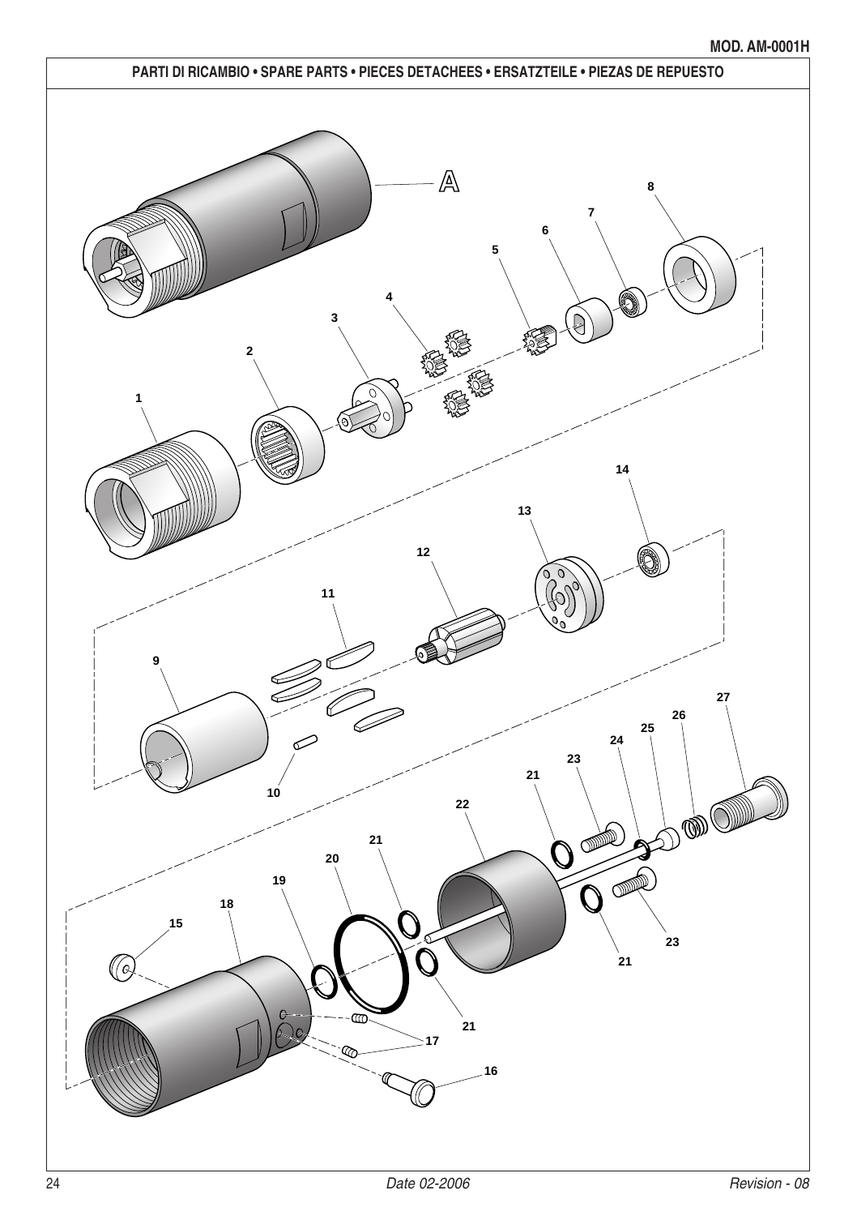PARTI DI RICAMBIO • SPARE PARTS • PIECES DETACHEES • ERSATZTEILE • PIEZAS DE REPUESTO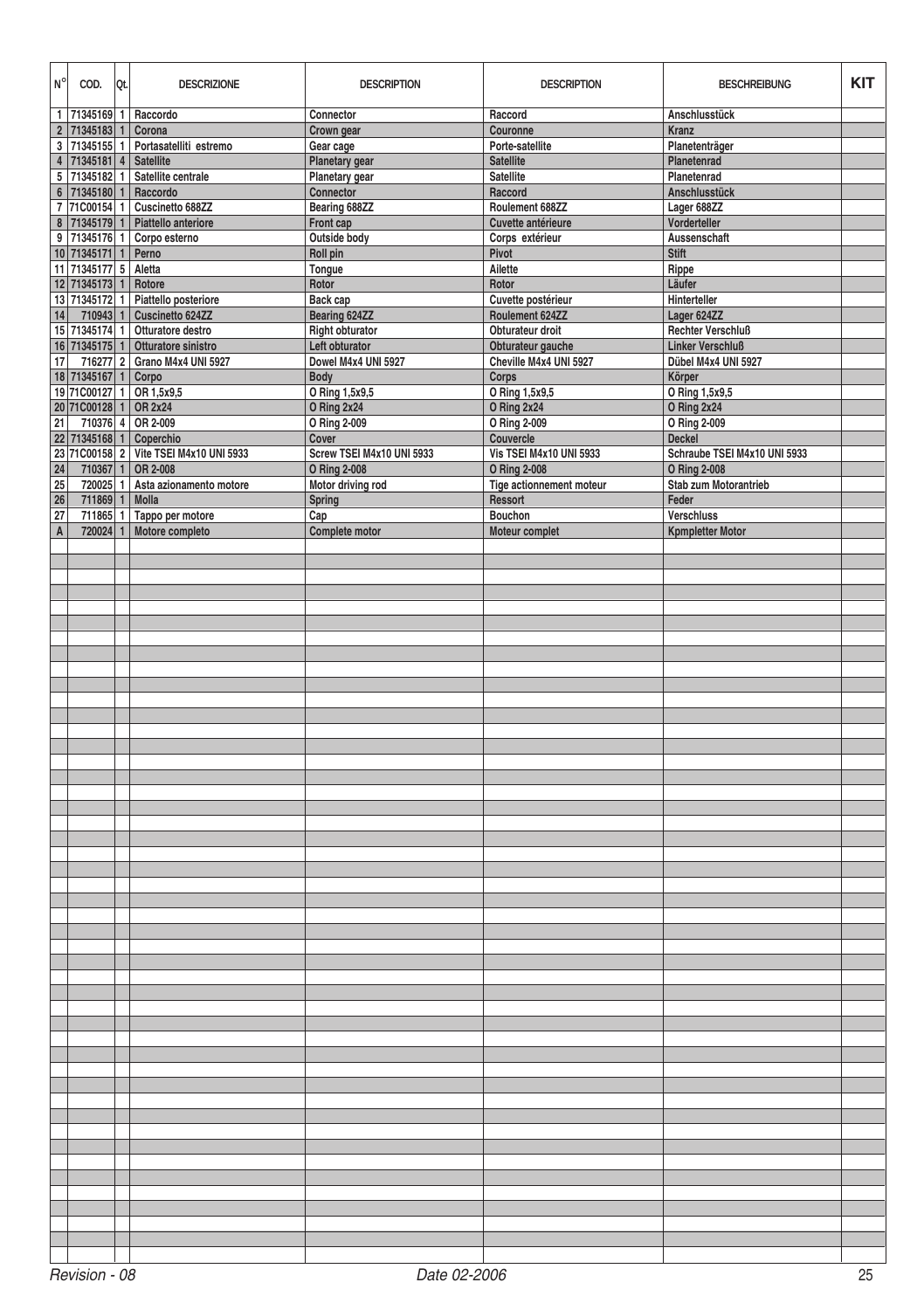| N° | COD. | Qt. | DESCRIZIONE | DESCRIPTION | DESCRIPTION | BESCHREIBUNG | KIT |
|---|---|---|---|---|---|---|---|
| 1 | 71345169 | 1 | Raccordo | Connector | Raccord | Anschlusstück | |
| 2 | 71345183 | 1 | Corona | Crown gear | Couronne | Kranz | |
| 3 | 71345155 | 1 | Portasatelliti estremo | Gear cage | Porte-satellite | Planetenträger | |
| 4 | 71345181 | 4 | Satellite | Planetary gear | Satellite | Planetenrad | |
| 5 | 71345182 | 1 | Satellite centrale | Planetary gear | Satellite | Planetenrad | |
| 6 | 71345180 | 1 | Raccordo | Connector | Raccord | Anschlusstück | |
| 7 | 71C00154 | 1 | Cuscinetto 688ZZ | Bearing 688ZZ | Roulement 688ZZ | Lager 688ZZ | |
| 8 | 71345179 | 1 | Piattello anteriore | Front cap | Cuvette antérieure | Vorderteller | |
| 9 | 71345176 | 1 | Corpo esterno | Outside body | Corps extérieur | Aussenschaft | |
| 10 | 71345171 | 1 | Perno | Roll pin | Pivot | Stift | |
| 11 | 71345177 | 5 | Aletta | Tongue | Ailette | Rippe | |
| 12 | 71345173 | 1 | Rotore | Rotor | Rotor | Läufer | |
| 13 | 71345172 | 1 | Piattello posteriore | Back cap | Cuvette postérieur | Hinterteller | |
| 14 | 710943 | 1 | Cuscinetto 624ZZ | Bearing 624ZZ | Roulement 624ZZ | Lager 624ZZ | |
| 15 | 71345174 | 1 | Otturatore destro | Right obturator | Obturateur droit | Rechter Verschluß | |
| 16 | 71345175 | 1 | Otturatore sinistro | Left obturator | Obturateur gauche | Linker Verschluß | |
| 17 | 716277 | 2 | Grano M4x4 UNI 5927 | Dowel M4x4 UNI 5927 | Cheville M4x4 UNI 5927 | Dübel M4x4 UNI 5927 | |
| 18 | 71345167 | 1 | Corpo | Body | Corps | Körper | |
| 19 | 71C00127 | 1 | OR 1,5x9,5 | O Ring 1,5x9,5 | O Ring 1,5x9,5 | O Ring 1,5x9,5 | |
| 20 | 71C00128 | 1 | OR 2x24 | O Ring 2x24 | O Ring 2x24 | O Ring 2x24 | |
| 21 | 710376 | 4 | OR 2-009 | O Ring 2-009 | O Ring 2-009 | O Ring 2-009 | |
| 22 | 71345168 | 1 | Coperchio | Cover | Couvercle | Deckel | |
| 23 | 71C00158 | 2 | Vite TSEI M4x10 UNI 5933 | Screw TSEI M4x10 UNI 5933 | Vis TSEI M4x10 UNI 5933 | Schraube TSEI M4x10 UNI 5933 | |
| 24 | 710367 | 1 | OR 2-008 | O Ring 2-008 | O Ring 2-008 | O Ring 2-008 | |
| 25 | 720025 | 1 | Asta azionamento motore | Motor driving rod | Tige actionnement moteur | Stab zum Motorantrieb | |
| 26 | 711869 | 1 | Molla | Spring | Ressort | Feder | |
| 27 | 711865 | 1 | Tappo per motore | Cap | Bouchon | Verschluss | |
| A | 720024 | 1 | Motore completo | Complete motor | Moteur complet | Kmpletter Motor | |

Revision - 08 Date 02-2006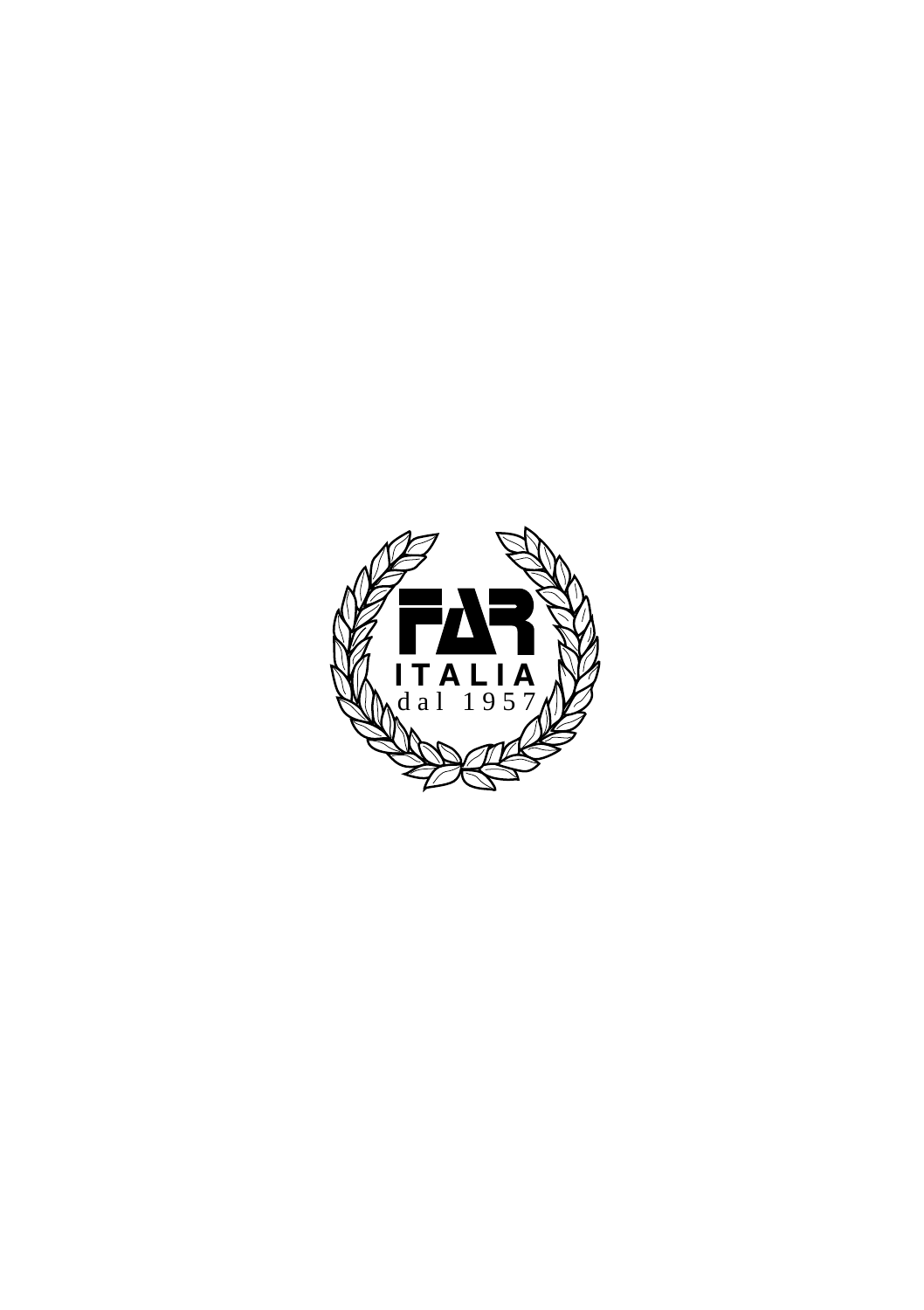FAR

ITALIA

dal 1957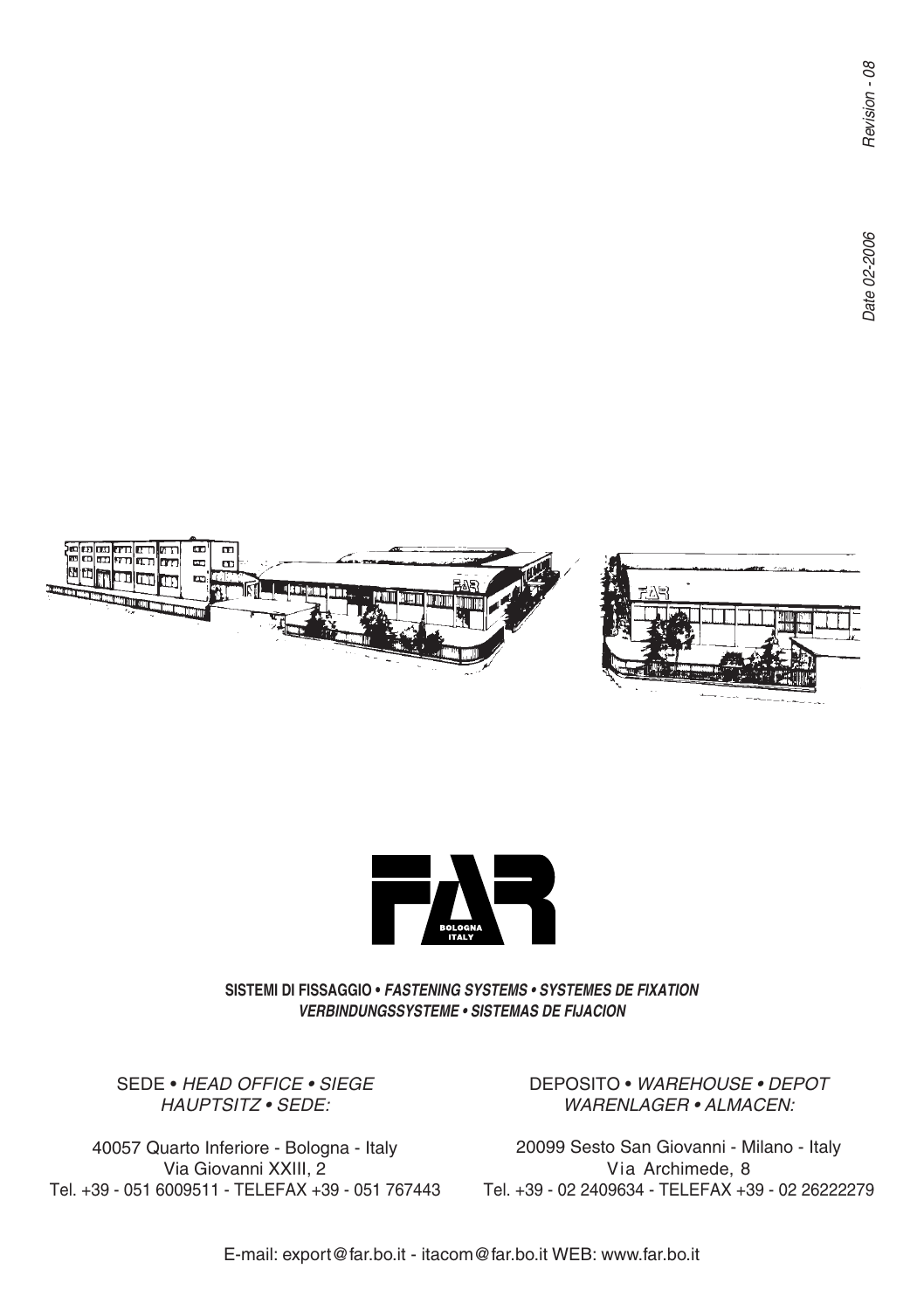Revision - 08

Date 02-2006

**SISTEMI DI FISSAGGIO •** ***FASTENING SYSTEMS • SYSTEMES DE FIXATION***
***VERBINDUNGSSYSTEME • SISTEMAS DE FIJACION***

SEDE • *HEAD OFFICE • SIEGE*
*HAUPTSITZ • SEDE:*

40057 Quarto Inferiore - Bologna - Italy
Via Giovanni XXIII, 2
Tel. +39 - 051 6009511 - TELEFAX +39 - 051 767443

DEPOSITO • *WAREHOUSE • DEPOT*
*WARENLAGER • ALMACEN:*

20099 Sesto San Giovanni - Milano - Italy
Via Archimede, 8
Tel. +39 - 02 2409634 - TELEFAX +39 - 02 26222279

E-mail: export@far.bo.it - itacom@far.bo.it WEB: www.far.bo.it